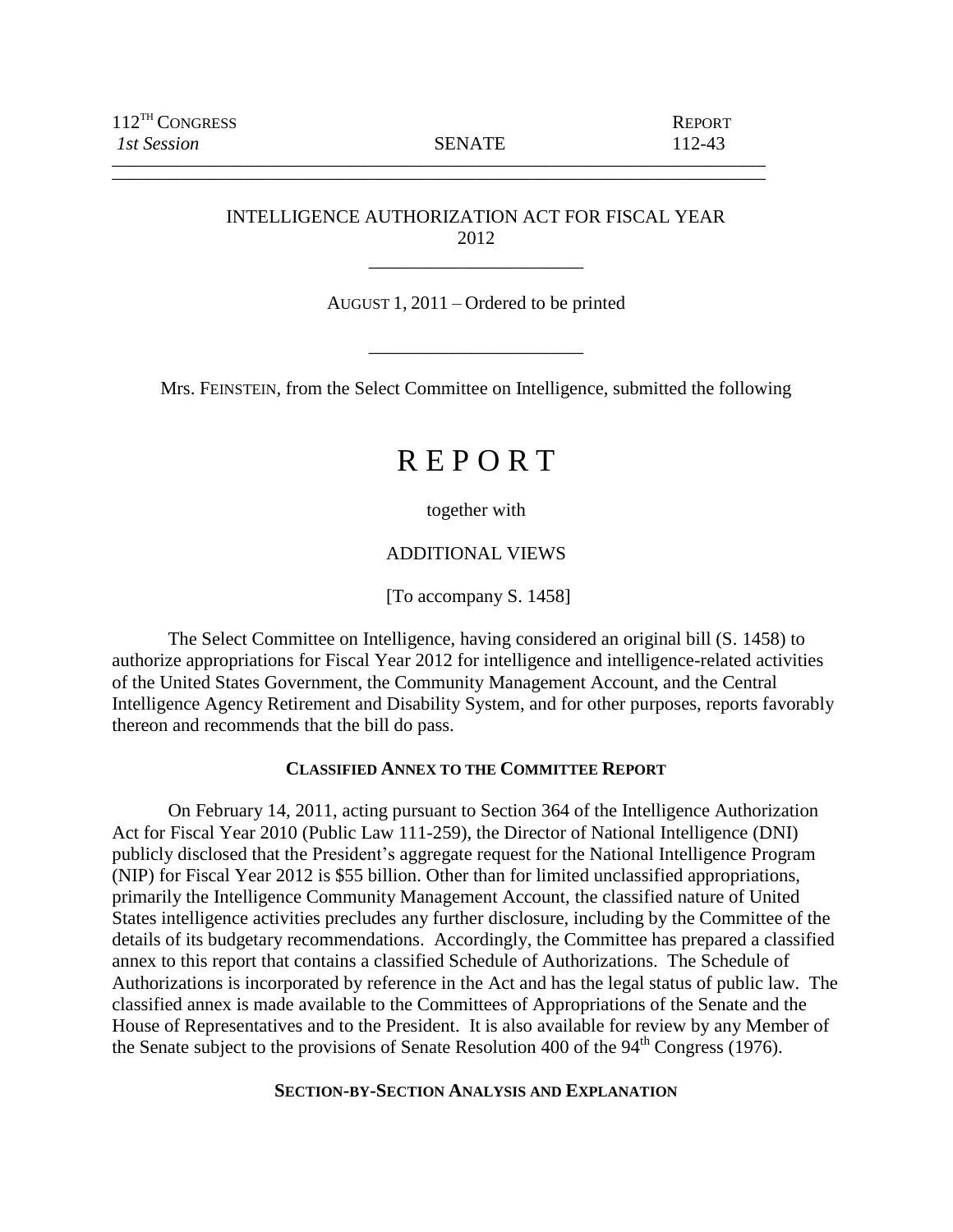112TH CONGRESS
*1st Session*

SENATE

REPORT
112-43

---

# INTELLIGENCE AUTHORIZATION ACT FOR FISCAL YEAR 2012

AUGUST 1, 2011 – Ordered to be printed

Mrs. FEINSTEIN, from the Select Committee on Intelligence, submitted the following

# R E P O R T

together with

ADDITIONAL VIEWS

[To accompany S. 1458]

The Select Committee on Intelligence, having considered an original bill (S. 1458) to authorize appropriations for Fiscal Year 2012 for intelligence and intelligence-related activities of the United States Government, the Community Management Account, and the Central Intelligence Agency Retirement and Disability System, and for other purposes, reports favorably thereon and recommends that the bill do pass.

## CLASSIFIED ANNEX TO THE COMMITTEE REPORT

On February 14, 2011, acting pursuant to Section 364 of the Intelligence Authorization Act for Fiscal Year 2010 (Public Law 111-259), the Director of National Intelligence (DNI) publicly disclosed that the President's aggregate request for the National Intelligence Program (NIP) for Fiscal Year 2012 is $55 billion. Other than for limited unclassified appropriations, primarily the Intelligence Community Management Account, the classified nature of United States intelligence activities precludes any further disclosure, including by the Committee of the details of its budgetary recommendations. Accordingly, the Committee has prepared a classified annex to this report that contains a classified Schedule of Authorizations. The Schedule of Authorizations is incorporated by reference in the Act and has the legal status of public law. The classified annex is made available to the Committees of Appropriations of the Senate and the House of Representatives and to the President. It is also available for review by any Member of the Senate subject to the provisions of Senate Resolution 400 of the 94th Congress (1976).

## SECTION-BY-SECTION ANALYSIS AND EXPLANATION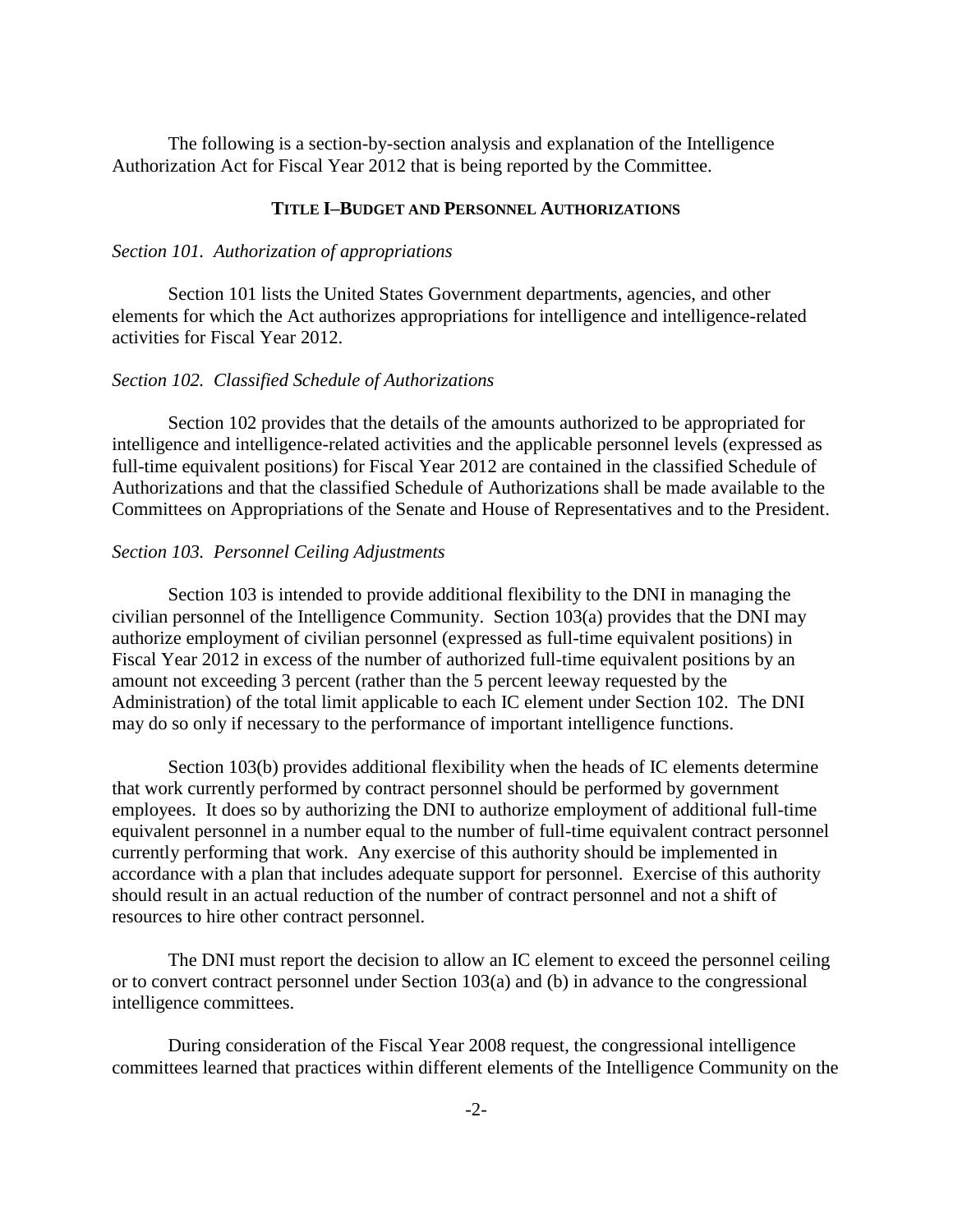The following is a section-by-section analysis and explanation of the Intelligence Authorization Act for Fiscal Year 2012 that is being reported by the Committee.

## TITLE I–BUDGET AND PERSONNEL AUTHORIZATIONS

*Section 101. Authorization of appropriations*

Section 101 lists the United States Government departments, agencies, and other elements for which the Act authorizes appropriations for intelligence and intelligence-related activities for Fiscal Year 2012.

*Section 102. Classified Schedule of Authorizations*

Section 102 provides that the details of the amounts authorized to be appropriated for intelligence and intelligence-related activities and the applicable personnel levels (expressed as full-time equivalent positions) for Fiscal Year 2012 are contained in the classified Schedule of Authorizations and that the classified Schedule of Authorizations shall be made available to the Committees on Appropriations of the Senate and House of Representatives and to the President.

*Section 103. Personnel Ceiling Adjustments*

Section 103 is intended to provide additional flexibility to the DNI in managing the civilian personnel of the Intelligence Community. Section 103(a) provides that the DNI may authorize employment of civilian personnel (expressed as full-time equivalent positions) in Fiscal Year 2012 in excess of the number of authorized full-time equivalent positions by an amount not exceeding 3 percent (rather than the 5 percent leeway requested by the Administration) of the total limit applicable to each IC element under Section 102. The DNI may do so only if necessary to the performance of important intelligence functions.

Section 103(b) provides additional flexibility when the heads of IC elements determine that work currently performed by contract personnel should be performed by government employees. It does so by authorizing the DNI to authorize employment of additional full-time equivalent personnel in a number equal to the number of full-time equivalent contract personnel currently performing that work. Any exercise of this authority should be implemented in accordance with a plan that includes adequate support for personnel. Exercise of this authority should result in an actual reduction of the number of contract personnel and not a shift of resources to hire other contract personnel.

The DNI must report the decision to allow an IC element to exceed the personnel ceiling or to convert contract personnel under Section 103(a) and (b) in advance to the congressional intelligence committees.

During consideration of the Fiscal Year 2008 request, the congressional intelligence committees learned that practices within different elements of the Intelligence Community on the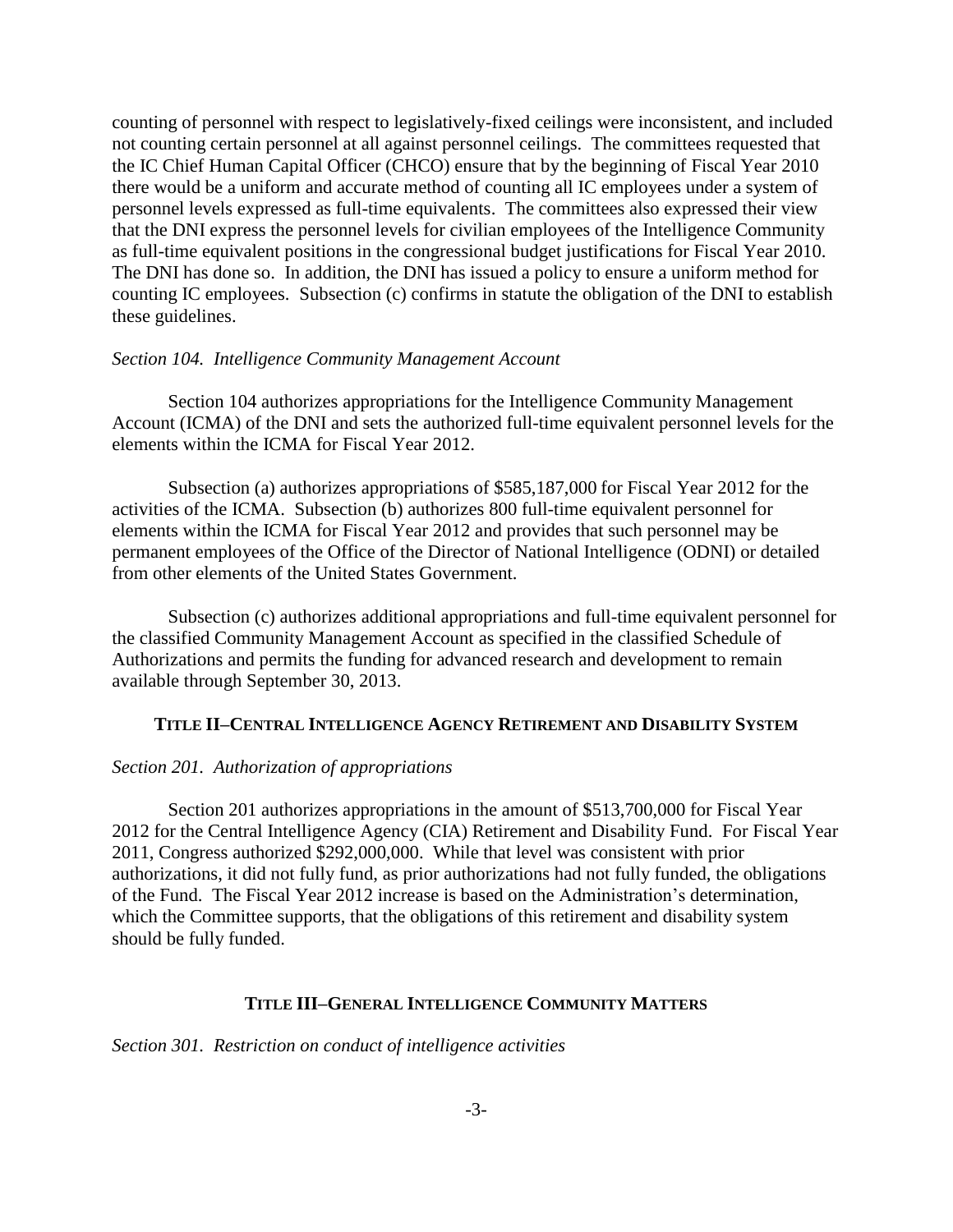counting of personnel with respect to legislatively-fixed ceilings were inconsistent, and included not counting certain personnel at all against personnel ceilings. The committees requested that the IC Chief Human Capital Officer (CHCO) ensure that by the beginning of Fiscal Year 2010 there would be a uniform and accurate method of counting all IC employees under a system of personnel levels expressed as full-time equivalents. The committees also expressed their view that the DNI express the personnel levels for civilian employees of the Intelligence Community as full-time equivalent positions in the congressional budget justifications for Fiscal Year 2010. The DNI has done so. In addition, the DNI has issued a policy to ensure a uniform method for counting IC employees. Subsection (c) confirms in statute the obligation of the DNI to establish these guidelines.

*Section 104. Intelligence Community Management Account*

Section 104 authorizes appropriations for the Intelligence Community Management Account (ICMA) of the DNI and sets the authorized full-time equivalent personnel levels for the elements within the ICMA for Fiscal Year 2012.

Subsection (a) authorizes appropriations of $585,187,000 for Fiscal Year 2012 for the activities of the ICMA. Subsection (b) authorizes 800 full-time equivalent personnel for elements within the ICMA for Fiscal Year 2012 and provides that such personnel may be permanent employees of the Office of the Director of National Intelligence (ODNI) or detailed from other elements of the United States Government.

Subsection (c) authorizes additional appropriations and full-time equivalent personnel for the classified Community Management Account as specified in the classified Schedule of Authorizations and permits the funding for advanced research and development to remain available through September 30, 2013.

## TITLE II–CENTRAL INTELLIGENCE AGENCY RETIREMENT AND DISABILITY SYSTEM

*Section 201. Authorization of appropriations*

Section 201 authorizes appropriations in the amount of $513,700,000 for Fiscal Year 2012 for the Central Intelligence Agency (CIA) Retirement and Disability Fund. For Fiscal Year 2011, Congress authorized $292,000,000. While that level was consistent with prior authorizations, it did not fully fund, as prior authorizations had not fully funded, the obligations of the Fund. The Fiscal Year 2012 increase is based on the Administration's determination, which the Committee supports, that the obligations of this retirement and disability system should be fully funded.

## TITLE III–GENERAL INTELLIGENCE COMMUNITY MATTERS

*Section 301. Restriction on conduct of intelligence activities*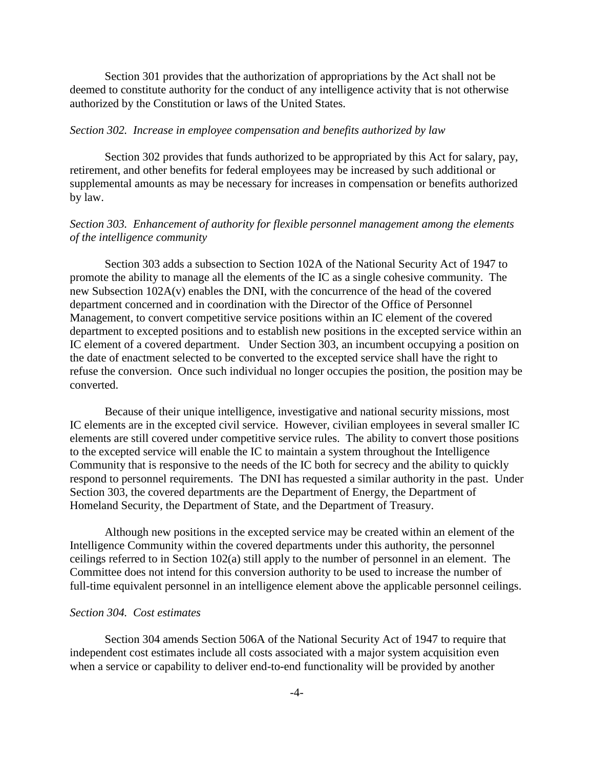Section 301 provides that the authorization of appropriations by the Act shall not be deemed to constitute authority for the conduct of any intelligence activity that is not otherwise authorized by the Constitution or laws of the United States.

*Section 302. Increase in employee compensation and benefits authorized by law*

Section 302 provides that funds authorized to be appropriated by this Act for salary, pay, retirement, and other benefits for federal employees may be increased by such additional or supplemental amounts as may be necessary for increases in compensation or benefits authorized by law.

*Section 303. Enhancement of authority for flexible personnel management among the elements of the intelligence community*

Section 303 adds a subsection to Section 102A of the National Security Act of 1947 to promote the ability to manage all the elements of the IC as a single cohesive community. The new Subsection 102A(v) enables the DNI, with the concurrence of the head of the covered department concerned and in coordination with the Director of the Office of Personnel Management, to convert competitive service positions within an IC element of the covered department to excepted positions and to establish new positions in the excepted service within an IC element of a covered department. Under Section 303, an incumbent occupying a position on the date of enactment selected to be converted to the excepted service shall have the right to refuse the conversion. Once such individual no longer occupies the position, the position may be converted.

Because of their unique intelligence, investigative and national security missions, most IC elements are in the excepted civil service. However, civilian employees in several smaller IC elements are still covered under competitive service rules. The ability to convert those positions to the excepted service will enable the IC to maintain a system throughout the Intelligence Community that is responsive to the needs of the IC both for secrecy and the ability to quickly respond to personnel requirements. The DNI has requested a similar authority in the past. Under Section 303, the covered departments are the Department of Energy, the Department of Homeland Security, the Department of State, and the Department of Treasury.

Although new positions in the excepted service may be created within an element of the Intelligence Community within the covered departments under this authority, the personnel ceilings referred to in Section 102(a) still apply to the number of personnel in an element. The Committee does not intend for this conversion authority to be used to increase the number of full-time equivalent personnel in an intelligence element above the applicable personnel ceilings.

*Section 304. Cost estimates*

Section 304 amends Section 506A of the National Security Act of 1947 to require that independent cost estimates include all costs associated with a major system acquisition even when a service or capability to deliver end-to-end functionality will be provided by another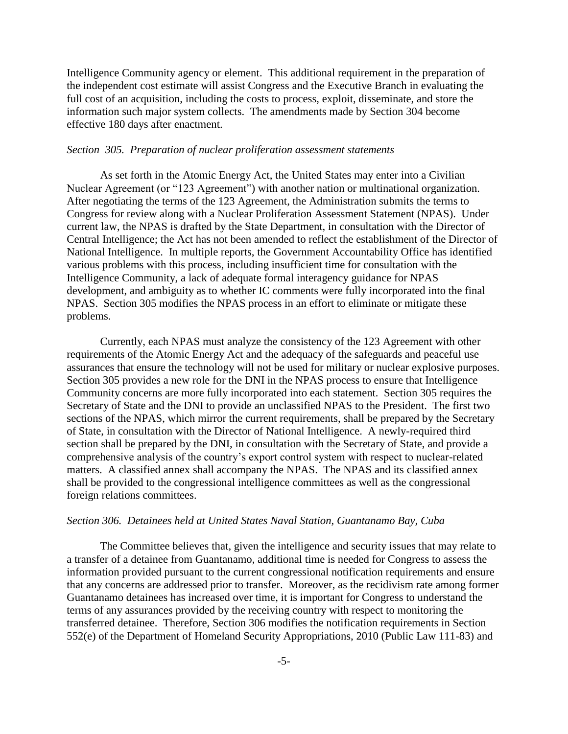Intelligence Community agency or element. This additional requirement in the preparation of the independent cost estimate will assist Congress and the Executive Branch in evaluating the full cost of an acquisition, including the costs to process, exploit, disseminate, and store the information such major system collects. The amendments made by Section 304 become effective 180 days after enactment.

*Section 305. Preparation of nuclear proliferation assessment statements*

As set forth in the Atomic Energy Act, the United States may enter into a Civilian Nuclear Agreement (or "123 Agreement") with another nation or multinational organization. After negotiating the terms of the 123 Agreement, the Administration submits the terms to Congress for review along with a Nuclear Proliferation Assessment Statement (NPAS). Under current law, the NPAS is drafted by the State Department, in consultation with the Director of Central Intelligence; the Act has not been amended to reflect the establishment of the Director of National Intelligence. In multiple reports, the Government Accountability Office has identified various problems with this process, including insufficient time for consultation with the Intelligence Community, a lack of adequate formal interagency guidance for NPAS development, and ambiguity as to whether IC comments were fully incorporated into the final NPAS. Section 305 modifies the NPAS process in an effort to eliminate or mitigate these problems.

Currently, each NPAS must analyze the consistency of the 123 Agreement with other requirements of the Atomic Energy Act and the adequacy of the safeguards and peaceful use assurances that ensure the technology will not be used for military or nuclear explosive purposes. Section 305 provides a new role for the DNI in the NPAS process to ensure that Intelligence Community concerns are more fully incorporated into each statement. Section 305 requires the Secretary of State and the DNI to provide an unclassified NPAS to the President. The first two sections of the NPAS, which mirror the current requirements, shall be prepared by the Secretary of State, in consultation with the Director of National Intelligence. A newly-required third section shall be prepared by the DNI, in consultation with the Secretary of State, and provide a comprehensive analysis of the country's export control system with respect to nuclear-related matters. A classified annex shall accompany the NPAS. The NPAS and its classified annex shall be provided to the congressional intelligence committees as well as the congressional foreign relations committees.

*Section 306. Detainees held at United States Naval Station, Guantanamo Bay, Cuba*

The Committee believes that, given the intelligence and security issues that may relate to a transfer of a detainee from Guantanamo, additional time is needed for Congress to assess the information provided pursuant to the current congressional notification requirements and ensure that any concerns are addressed prior to transfer. Moreover, as the recidivism rate among former Guantanamo detainees has increased over time, it is important for Congress to understand the terms of any assurances provided by the receiving country with respect to monitoring the transferred detainee. Therefore, Section 306 modifies the notification requirements in Section 552(e) of the Department of Homeland Security Appropriations, 2010 (Public Law 111-83) and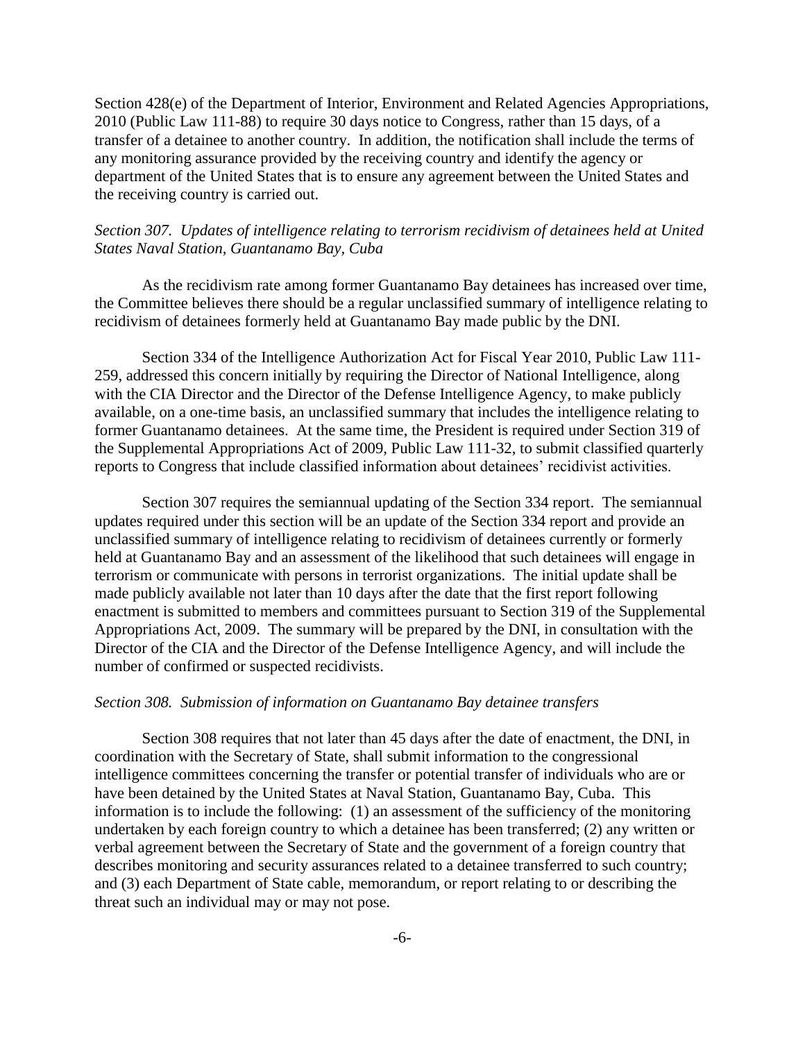Section 428(e) of the Department of Interior, Environment and Related Agencies Appropriations, 2010 (Public Law 111-88) to require 30 days notice to Congress, rather than 15 days, of a transfer of a detainee to another country. In addition, the notification shall include the terms of any monitoring assurance provided by the receiving country and identify the agency or department of the United States that is to ensure any agreement between the United States and the receiving country is carried out.

*Section 307. Updates of intelligence relating to terrorism recidivism of detainees held at United States Naval Station, Guantanamo Bay, Cuba*

As the recidivism rate among former Guantanamo Bay detainees has increased over time, the Committee believes there should be a regular unclassified summary of intelligence relating to recidivism of detainees formerly held at Guantanamo Bay made public by the DNI.

Section 334 of the Intelligence Authorization Act for Fiscal Year 2010, Public Law 111-259, addressed this concern initially by requiring the Director of National Intelligence, along with the CIA Director and the Director of the Defense Intelligence Agency, to make publicly available, on a one-time basis, an unclassified summary that includes the intelligence relating to former Guantanamo detainees. At the same time, the President is required under Section 319 of the Supplemental Appropriations Act of 2009, Public Law 111-32, to submit classified quarterly reports to Congress that include classified information about detainees' recidivist activities.

Section 307 requires the semiannual updating of the Section 334 report. The semiannual updates required under this section will be an update of the Section 334 report and provide an unclassified summary of intelligence relating to recidivism of detainees currently or formerly held at Guantanamo Bay and an assessment of the likelihood that such detainees will engage in terrorism or communicate with persons in terrorist organizations. The initial update shall be made publicly available not later than 10 days after the date that the first report following enactment is submitted to members and committees pursuant to Section 319 of the Supplemental Appropriations Act, 2009. The summary will be prepared by the DNI, in consultation with the Director of the CIA and the Director of the Defense Intelligence Agency, and will include the number of confirmed or suspected recidivists.

*Section 308. Submission of information on Guantanamo Bay detainee transfers*

Section 308 requires that not later than 45 days after the date of enactment, the DNI, in coordination with the Secretary of State, shall submit information to the congressional intelligence committees concerning the transfer or potential transfer of individuals who are or have been detained by the United States at Naval Station, Guantanamo Bay, Cuba. This information is to include the following: (1) an assessment of the sufficiency of the monitoring undertaken by each foreign country to which a detainee has been transferred; (2) any written or verbal agreement between the Secretary of State and the government of a foreign country that describes monitoring and security assurances related to a detainee transferred to such country; and (3) each Department of State cable, memorandum, or report relating to or describing the threat such an individual may or may not pose.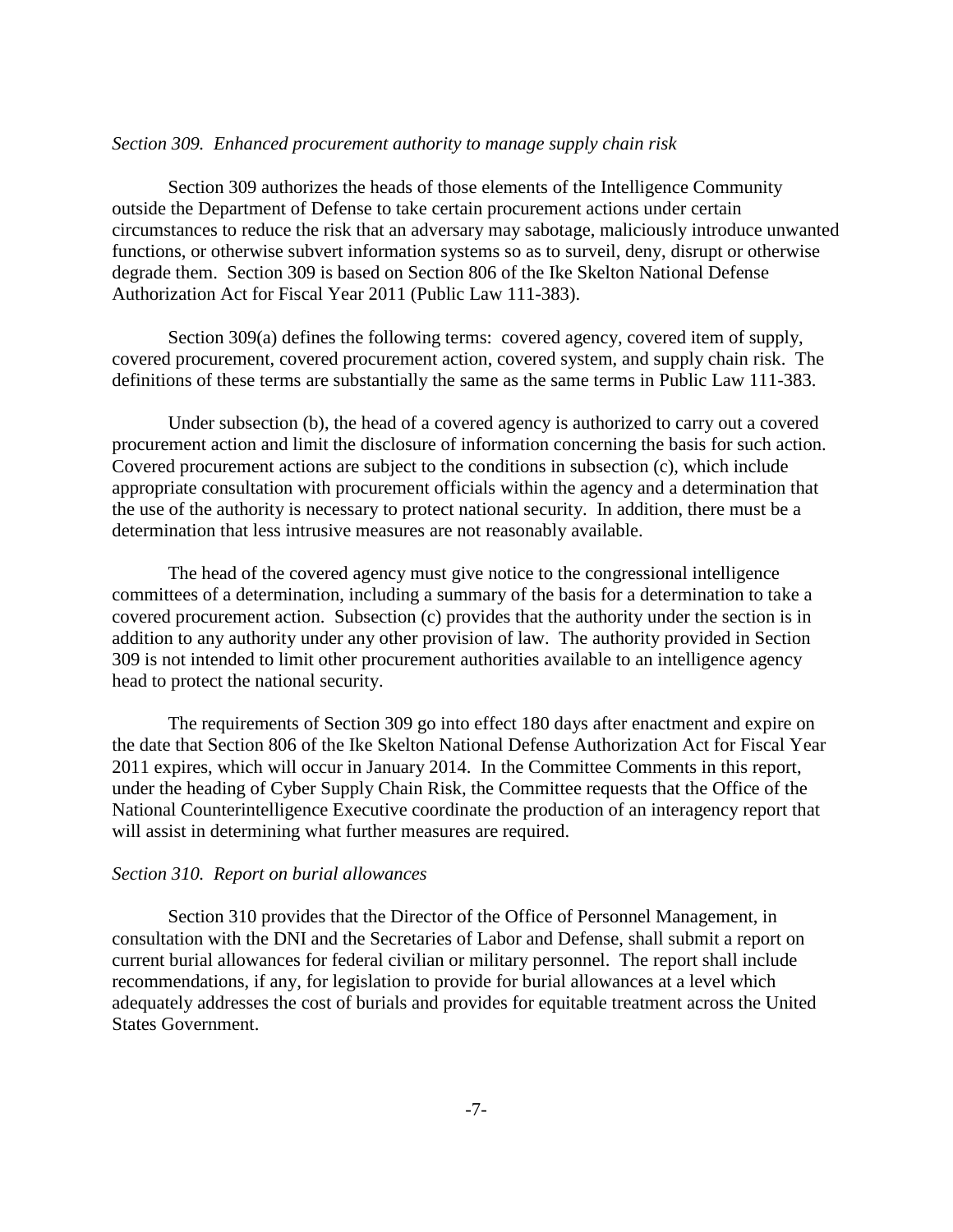*Section 309. Enhanced procurement authority to manage supply chain risk*

Section 309 authorizes the heads of those elements of the Intelligence Community outside the Department of Defense to take certain procurement actions under certain circumstances to reduce the risk that an adversary may sabotage, maliciously introduce unwanted functions, or otherwise subvert information systems so as to surveil, deny, disrupt or otherwise degrade them. Section 309 is based on Section 806 of the Ike Skelton National Defense Authorization Act for Fiscal Year 2011 (Public Law 111-383).

Section 309(a) defines the following terms: covered agency, covered item of supply, covered procurement, covered procurement action, covered system, and supply chain risk. The definitions of these terms are substantially the same as the same terms in Public Law 111-383.

Under subsection (b), the head of a covered agency is authorized to carry out a covered procurement action and limit the disclosure of information concerning the basis for such action. Covered procurement actions are subject to the conditions in subsection (c), which include appropriate consultation with procurement officials within the agency and a determination that the use of the authority is necessary to protect national security. In addition, there must be a determination that less intrusive measures are not reasonably available.

The head of the covered agency must give notice to the congressional intelligence committees of a determination, including a summary of the basis for a determination to take a covered procurement action. Subsection (c) provides that the authority under the section is in addition to any authority under any other provision of law. The authority provided in Section 309 is not intended to limit other procurement authorities available to an intelligence agency head to protect the national security.

The requirements of Section 309 go into effect 180 days after enactment and expire on the date that Section 806 of the Ike Skelton National Defense Authorization Act for Fiscal Year 2011 expires, which will occur in January 2014. In the Committee Comments in this report, under the heading of Cyber Supply Chain Risk, the Committee requests that the Office of the National Counterintelligence Executive coordinate the production of an interagency report that will assist in determining what further measures are required.

*Section 310. Report on burial allowances*

Section 310 provides that the Director of the Office of Personnel Management, in consultation with the DNI and the Secretaries of Labor and Defense, shall submit a report on current burial allowances for federal civilian or military personnel. The report shall include recommendations, if any, for legislation to provide for burial allowances at a level which adequately addresses the cost of burials and provides for equitable treatment across the United States Government.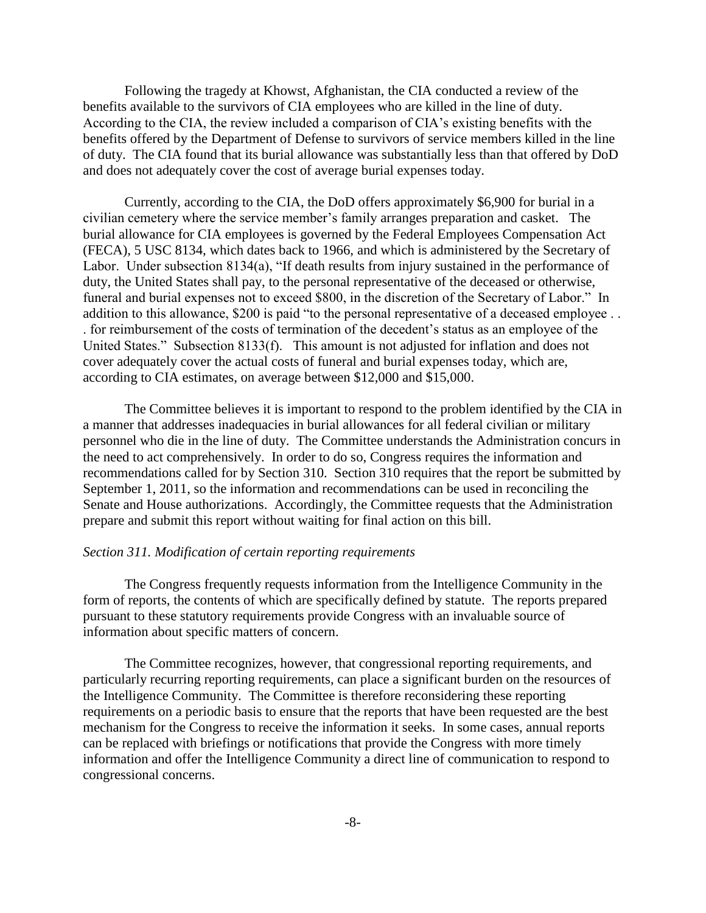Following the tragedy at Khowst, Afghanistan, the CIA conducted a review of the benefits available to the survivors of CIA employees who are killed in the line of duty. According to the CIA, the review included a comparison of CIA's existing benefits with the benefits offered by the Department of Defense to survivors of service members killed in the line of duty. The CIA found that its burial allowance was substantially less than that offered by DoD and does not adequately cover the cost of average burial expenses today.

Currently, according to the CIA, the DoD offers approximately $6,900 for burial in a civilian cemetery where the service member's family arranges preparation and casket. The burial allowance for CIA employees is governed by the Federal Employees Compensation Act (FECA), 5 USC 8134, which dates back to 1966, and which is administered by the Secretary of Labor. Under subsection 8134(a), "If death results from injury sustained in the performance of duty, the United States shall pay, to the personal representative of the deceased or otherwise, funeral and burial expenses not to exceed $800, in the discretion of the Secretary of Labor." In addition to this allowance, $200 is paid "to the personal representative of a deceased employee . . . for reimbursement of the costs of termination of the decedent's status as an employee of the United States." Subsection 8133(f). This amount is not adjusted for inflation and does not cover adequately cover the actual costs of funeral and burial expenses today, which are, according to CIA estimates, on average between $12,000 and $15,000.

The Committee believes it is important to respond to the problem identified by the CIA in a manner that addresses inadequacies in burial allowances for all federal civilian or military personnel who die in the line of duty. The Committee understands the Administration concurs in the need to act comprehensively. In order to do so, Congress requires the information and recommendations called for by Section 310. Section 310 requires that the report be submitted by September 1, 2011, so the information and recommendations can be used in reconciling the Senate and House authorizations. Accordingly, the Committee requests that the Administration prepare and submit this report without waiting for final action on this bill.

*Section 311. Modification of certain reporting requirements*

The Congress frequently requests information from the Intelligence Community in the form of reports, the contents of which are specifically defined by statute. The reports prepared pursuant to these statutory requirements provide Congress with an invaluable source of information about specific matters of concern.

The Committee recognizes, however, that congressional reporting requirements, and particularly recurring reporting requirements, can place a significant burden on the resources of the Intelligence Community. The Committee is therefore reconsidering these reporting requirements on a periodic basis to ensure that the reports that have been requested are the best mechanism for the Congress to receive the information it seeks. In some cases, annual reports can be replaced with briefings or notifications that provide the Congress with more timely information and offer the Intelligence Community a direct line of communication to respond to congressional concerns.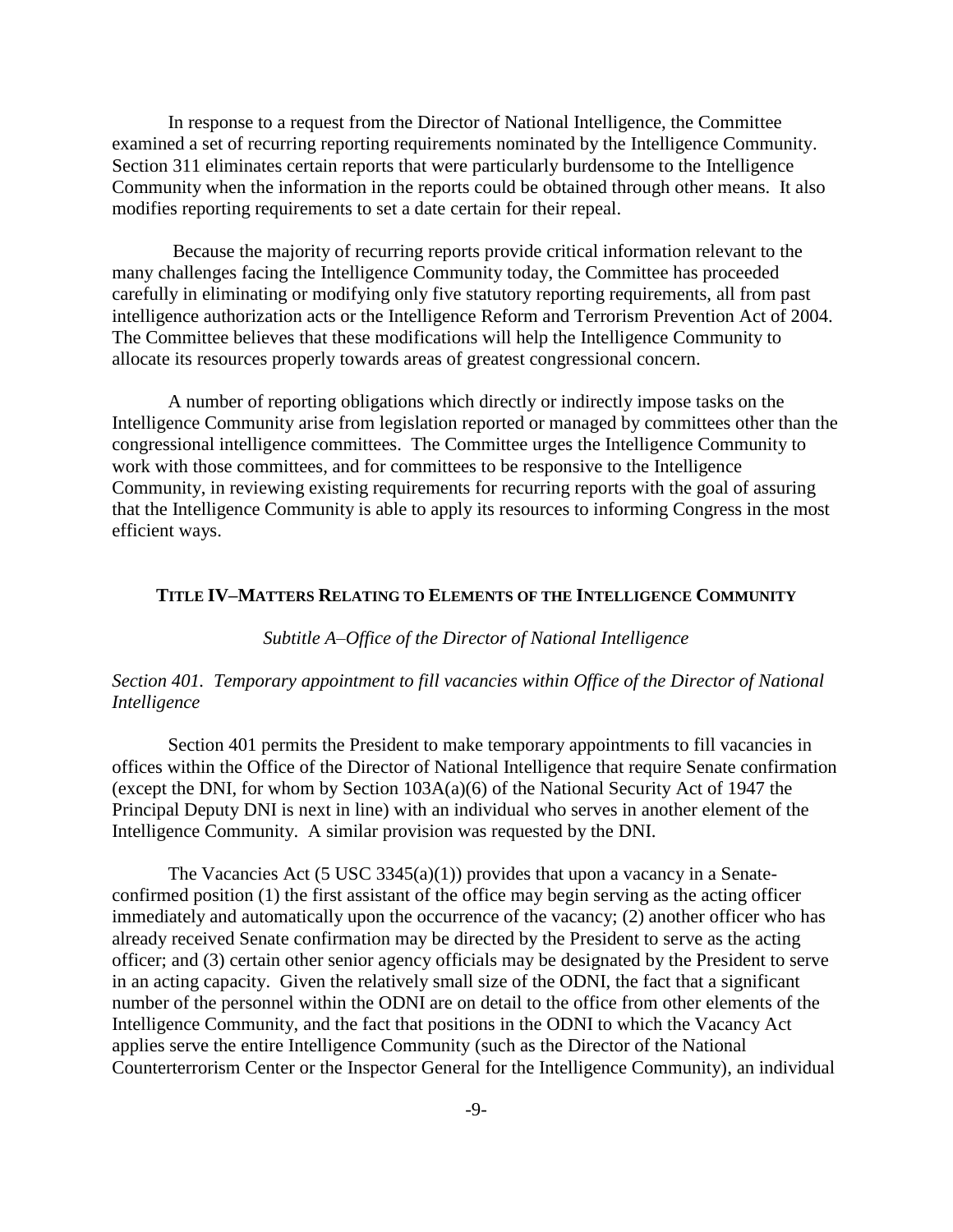In response to a request from the Director of National Intelligence, the Committee examined a set of recurring reporting requirements nominated by the Intelligence Community. Section 311 eliminates certain reports that were particularly burdensome to the Intelligence Community when the information in the reports could be obtained through other means. It also modifies reporting requirements to set a date certain for their repeal.

Because the majority of recurring reports provide critical information relevant to the many challenges facing the Intelligence Community today, the Committee has proceeded carefully in eliminating or modifying only five statutory reporting requirements, all from past intelligence authorization acts or the Intelligence Reform and Terrorism Prevention Act of 2004. The Committee believes that these modifications will help the Intelligence Community to allocate its resources properly towards areas of greatest congressional concern.

A number of reporting obligations which directly or indirectly impose tasks on the Intelligence Community arise from legislation reported or managed by committees other than the congressional intelligence committees. The Committee urges the Intelligence Community to work with those committees, and for committees to be responsive to the Intelligence Community, in reviewing existing requirements for recurring reports with the goal of assuring that the Intelligence Community is able to apply its resources to informing Congress in the most efficient ways.

## TITLE IV–MATTERS RELATING TO ELEMENTS OF THE INTELLIGENCE COMMUNITY

### *Subtitle A–Office of the Director of National Intelligence*

*Section 401. Temporary appointment to fill vacancies within Office of the Director of National Intelligence*

Section 401 permits the President to make temporary appointments to fill vacancies in offices within the Office of the Director of National Intelligence that require Senate confirmation (except the DNI, for whom by Section 103A(a)(6) of the National Security Act of 1947 the Principal Deputy DNI is next in line) with an individual who serves in another element of the Intelligence Community. A similar provision was requested by the DNI.

The Vacancies Act (5 USC 3345(a)(1)) provides that upon a vacancy in a Senate-confirmed position (1) the first assistant of the office may begin serving as the acting officer immediately and automatically upon the occurrence of the vacancy; (2) another officer who has already received Senate confirmation may be directed by the President to serve as the acting officer; and (3) certain other senior agency officials may be designated by the President to serve in an acting capacity. Given the relatively small size of the ODNI, the fact that a significant number of the personnel within the ODNI are on detail to the office from other elements of the Intelligence Community, and the fact that positions in the ODNI to which the Vacancy Act applies serve the entire Intelligence Community (such as the Director of the National Counterterrorism Center or the Inspector General for the Intelligence Community), an individual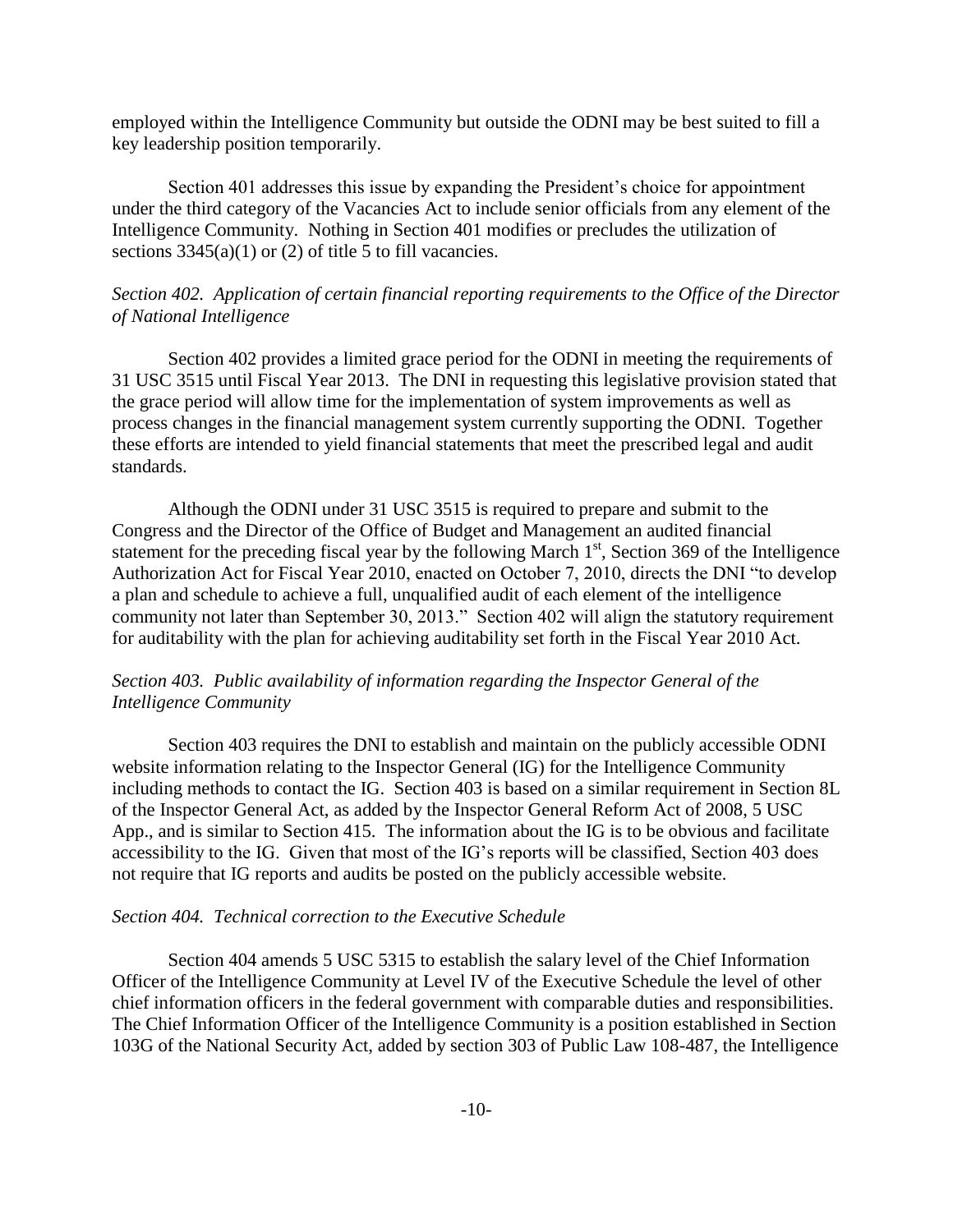employed within the Intelligence Community but outside the ODNI may be best suited to fill a key leadership position temporarily.

Section 401 addresses this issue by expanding the President's choice for appointment under the third category of the Vacancies Act to include senior officials from any element of the Intelligence Community. Nothing in Section 401 modifies or precludes the utilization of sections 3345(a)(1) or (2) of title 5 to fill vacancies.

*Section 402. Application of certain financial reporting requirements to the Office of the Director of National Intelligence*

Section 402 provides a limited grace period for the ODNI in meeting the requirements of 31 USC 3515 until Fiscal Year 2013. The DNI in requesting this legislative provision stated that the grace period will allow time for the implementation of system improvements as well as process changes in the financial management system currently supporting the ODNI. Together these efforts are intended to yield financial statements that meet the prescribed legal and audit standards.

Although the ODNI under 31 USC 3515 is required to prepare and submit to the Congress and the Director of the Office of Budget and Management an audited financial statement for the preceding fiscal year by the following March 1st, Section 369 of the Intelligence Authorization Act for Fiscal Year 2010, enacted on October 7, 2010, directs the DNI "to develop a plan and schedule to achieve a full, unqualified audit of each element of the intelligence community not later than September 30, 2013." Section 402 will align the statutory requirement for auditability with the plan for achieving auditability set forth in the Fiscal Year 2010 Act.

*Section 403. Public availability of information regarding the Inspector General of the Intelligence Community*

Section 403 requires the DNI to establish and maintain on the publicly accessible ODNI website information relating to the Inspector General (IG) for the Intelligence Community including methods to contact the IG. Section 403 is based on a similar requirement in Section 8L of the Inspector General Act, as added by the Inspector General Reform Act of 2008, 5 USC App., and is similar to Section 415. The information about the IG is to be obvious and facilitate accessibility to the IG. Given that most of the IG's reports will be classified, Section 403 does not require that IG reports and audits be posted on the publicly accessible website.

*Section 404. Technical correction to the Executive Schedule*

Section 404 amends 5 USC 5315 to establish the salary level of the Chief Information Officer of the Intelligence Community at Level IV of the Executive Schedule the level of other chief information officers in the federal government with comparable duties and responsibilities. The Chief Information Officer of the Intelligence Community is a position established in Section 103G of the National Security Act, added by section 303 of Public Law 108-487, the Intelligence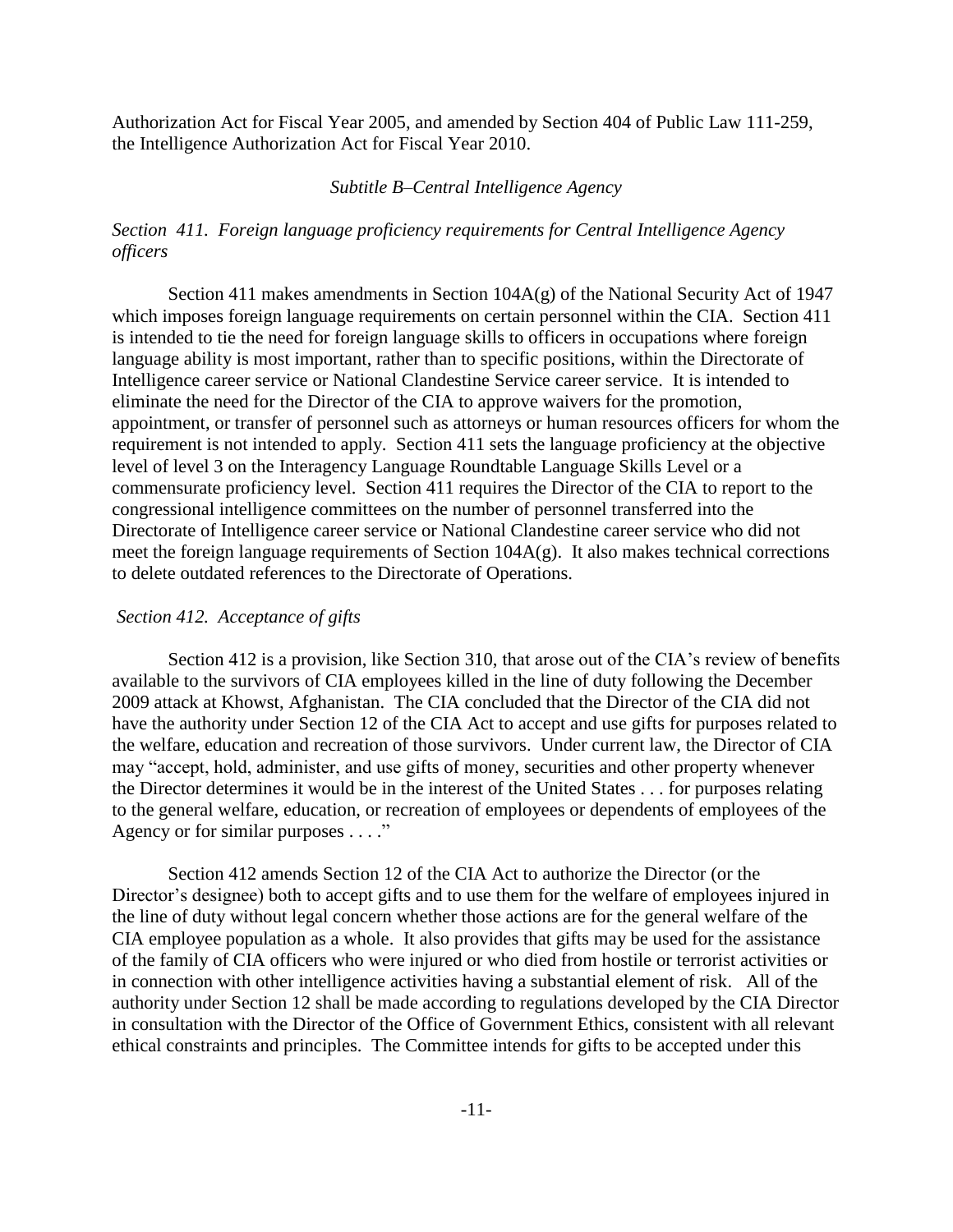Authorization Act for Fiscal Year 2005, and amended by Section 404 of Public Law 111-259, the Intelligence Authorization Act for Fiscal Year 2010.

### *Subtitle B–Central Intelligence Agency*

#### *Section 411. Foreign language proficiency requirements for Central Intelligence Agency officers*

Section 411 makes amendments in Section 104A(g) of the National Security Act of 1947 which imposes foreign language requirements on certain personnel within the CIA. Section 411 is intended to tie the need for foreign language skills to officers in occupations where foreign language ability is most important, rather than to specific positions, within the Directorate of Intelligence career service or National Clandestine Service career service. It is intended to eliminate the need for the Director of the CIA to approve waivers for the promotion, appointment, or transfer of personnel such as attorneys or human resources officers for whom the requirement is not intended to apply. Section 411 sets the language proficiency at the objective level of level 3 on the Interagency Language Roundtable Language Skills Level or a commensurate proficiency level. Section 411 requires the Director of the CIA to report to the congressional intelligence committees on the number of personnel transferred into the Directorate of Intelligence career service or National Clandestine career service who did not meet the foreign language requirements of Section 104A(g). It also makes technical corrections to delete outdated references to the Directorate of Operations.

#### *Section 412. Acceptance of gifts*

Section 412 is a provision, like Section 310, that arose out of the CIA's review of benefits available to the survivors of CIA employees killed in the line of duty following the December 2009 attack at Khowst, Afghanistan. The CIA concluded that the Director of the CIA did not have the authority under Section 12 of the CIA Act to accept and use gifts for purposes related to the welfare, education and recreation of those survivors. Under current law, the Director of CIA may "accept, hold, administer, and use gifts of money, securities and other property whenever the Director determines it would be in the interest of the United States . . . for purposes relating to the general welfare, education, or recreation of employees or dependents of employees of the Agency or for similar purposes . . . ."

Section 412 amends Section 12 of the CIA Act to authorize the Director (or the Director's designee) both to accept gifts and to use them for the welfare of employees injured in the line of duty without legal concern whether those actions are for the general welfare of the CIA employee population as a whole. It also provides that gifts may be used for the assistance of the family of CIA officers who were injured or who died from hostile or terrorist activities or in connection with other intelligence activities having a substantial element of risk. All of the authority under Section 12 shall be made according to regulations developed by the CIA Director in consultation with the Director of the Office of Government Ethics, consistent with all relevant ethical constraints and principles. The Committee intends for gifts to be accepted under this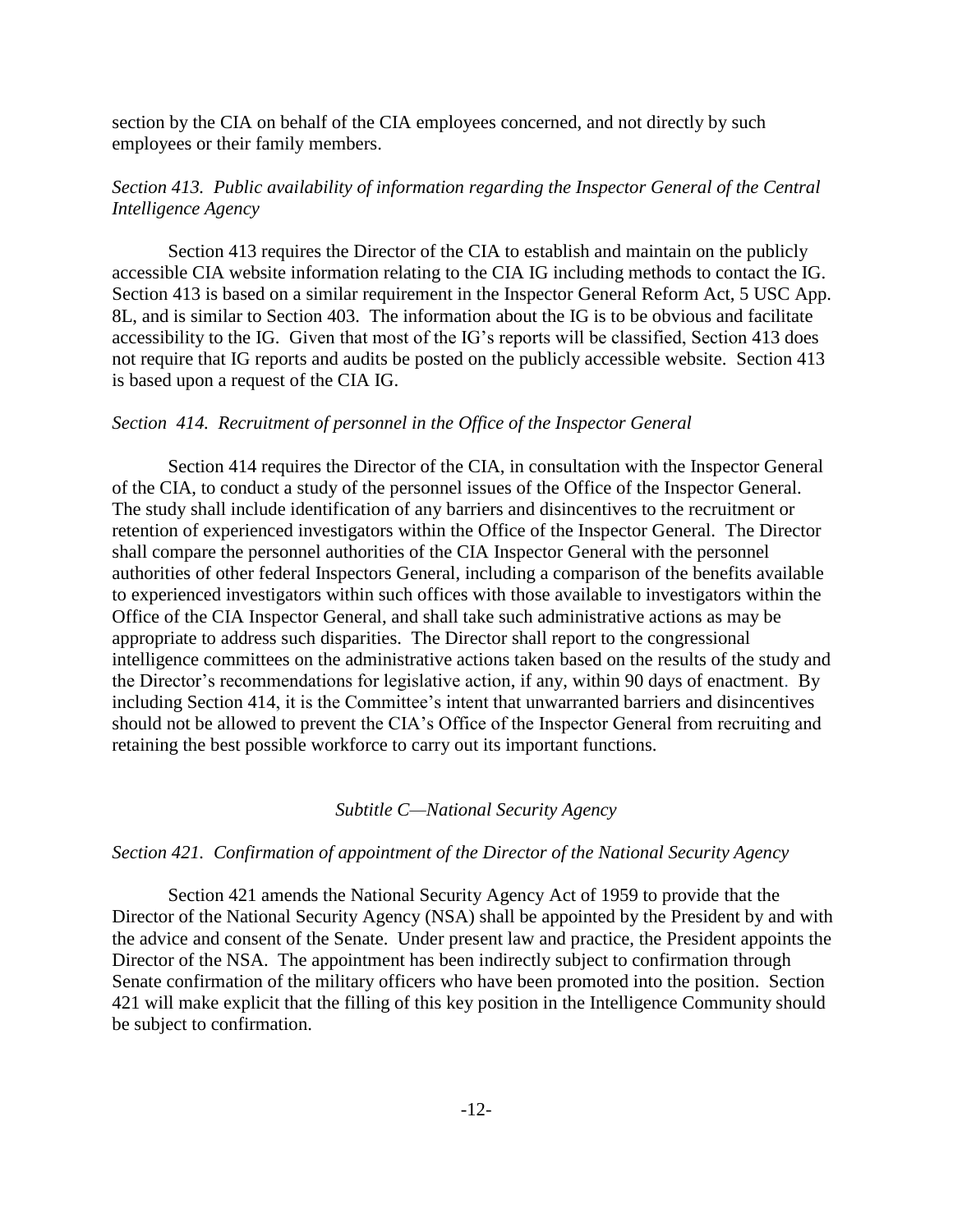section by the CIA on behalf of the CIA employees concerned, and not directly by such employees or their family members.

*Section 413. Public availability of information regarding the Inspector General of the Central Intelligence Agency*

Section 413 requires the Director of the CIA to establish and maintain on the publicly accessible CIA website information relating to the CIA IG including methods to contact the IG. Section 413 is based on a similar requirement in the Inspector General Reform Act, 5 USC App. 8L, and is similar to Section 403. The information about the IG is to be obvious and facilitate accessibility to the IG. Given that most of the IG's reports will be classified, Section 413 does not require that IG reports and audits be posted on the publicly accessible website. Section 413 is based upon a request of the CIA IG.

*Section 414. Recruitment of personnel in the Office of the Inspector General*

Section 414 requires the Director of the CIA, in consultation with the Inspector General of the CIA, to conduct a study of the personnel issues of the Office of the Inspector General. The study shall include identification of any barriers and disincentives to the recruitment or retention of experienced investigators within the Office of the Inspector General. The Director shall compare the personnel authorities of the CIA Inspector General with the personnel authorities of other federal Inspectors General, including a comparison of the benefits available to experienced investigators within such offices with those available to investigators within the Office of the CIA Inspector General, and shall take such administrative actions as may be appropriate to address such disparities. The Director shall report to the congressional intelligence committees on the administrative actions taken based on the results of the study and the Director's recommendations for legislative action, if any, within 90 days of enactment. By including Section 414, it is the Committee's intent that unwarranted barriers and disincentives should not be allowed to prevent the CIA's Office of the Inspector General from recruiting and retaining the best possible workforce to carry out its important functions.

*Subtitle C—National Security Agency*

*Section 421. Confirmation of appointment of the Director of the National Security Agency*

Section 421 amends the National Security Agency Act of 1959 to provide that the Director of the National Security Agency (NSA) shall be appointed by the President by and with the advice and consent of the Senate. Under present law and practice, the President appoints the Director of the NSA. The appointment has been indirectly subject to confirmation through Senate confirmation of the military officers who have been promoted into the position. Section 421 will make explicit that the filling of this key position in the Intelligence Community should be subject to confirmation.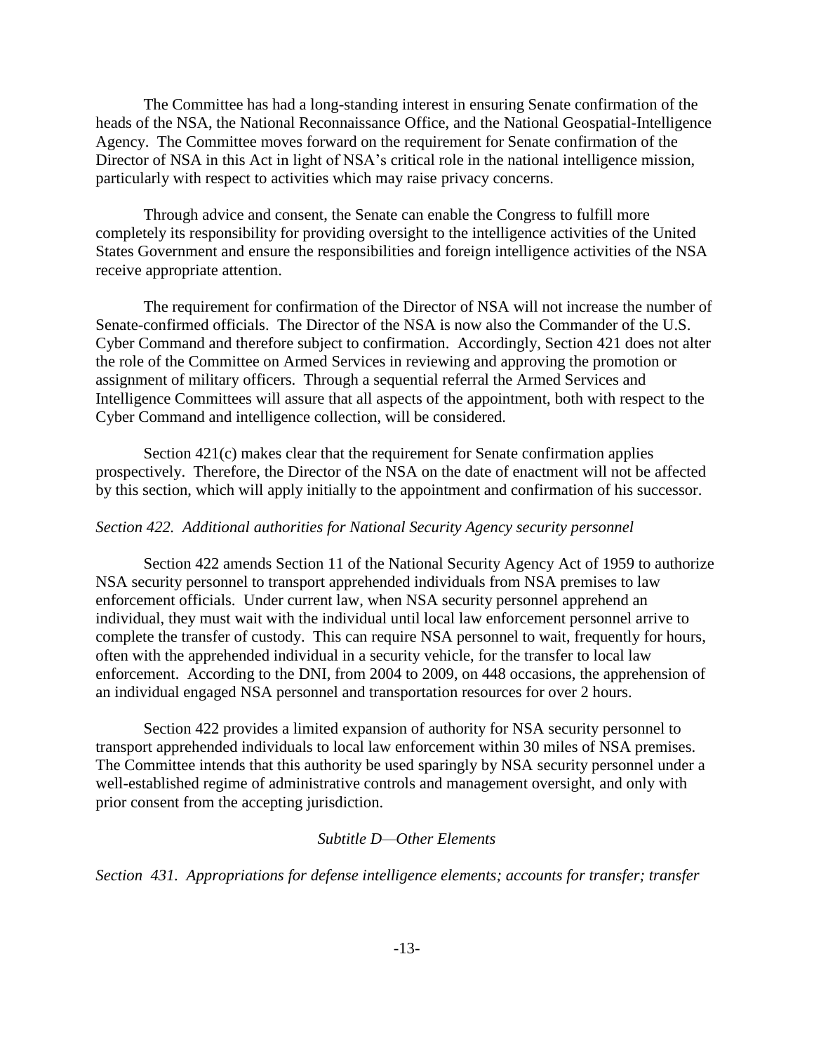The Committee has had a long-standing interest in ensuring Senate confirmation of the heads of the NSA, the National Reconnaissance Office, and the National Geospatial-Intelligence Agency. The Committee moves forward on the requirement for Senate confirmation of the Director of NSA in this Act in light of NSA's critical role in the national intelligence mission, particularly with respect to activities which may raise privacy concerns.

Through advice and consent, the Senate can enable the Congress to fulfill more completely its responsibility for providing oversight to the intelligence activities of the United States Government and ensure the responsibilities and foreign intelligence activities of the NSA receive appropriate attention.

The requirement for confirmation of the Director of NSA will not increase the number of Senate-confirmed officials. The Director of the NSA is now also the Commander of the U.S. Cyber Command and therefore subject to confirmation. Accordingly, Section 421 does not alter the role of the Committee on Armed Services in reviewing and approving the promotion or assignment of military officers. Through a sequential referral the Armed Services and Intelligence Committees will assure that all aspects of the appointment, both with respect to the Cyber Command and intelligence collection, will be considered.

Section 421(c) makes clear that the requirement for Senate confirmation applies prospectively. Therefore, the Director of the NSA on the date of enactment will not be affected by this section, which will apply initially to the appointment and confirmation of his successor.

*Section 422. Additional authorities for National Security Agency security personnel*

Section 422 amends Section 11 of the National Security Agency Act of 1959 to authorize NSA security personnel to transport apprehended individuals from NSA premises to law enforcement officials. Under current law, when NSA security personnel apprehend an individual, they must wait with the individual until local law enforcement personnel arrive to complete the transfer of custody. This can require NSA personnel to wait, frequently for hours, often with the apprehended individual in a security vehicle, for the transfer to local law enforcement. According to the DNI, from 2004 to 2009, on 448 occasions, the apprehension of an individual engaged NSA personnel and transportation resources for over 2 hours.

Section 422 provides a limited expansion of authority for NSA security personnel to transport apprehended individuals to local law enforcement within 30 miles of NSA premises. The Committee intends that this authority be used sparingly by NSA security personnel under a well-established regime of administrative controls and management oversight, and only with prior consent from the accepting jurisdiction.

*Subtitle D—Other Elements*

*Section 431. Appropriations for defense intelligence elements; accounts for transfer; transfer*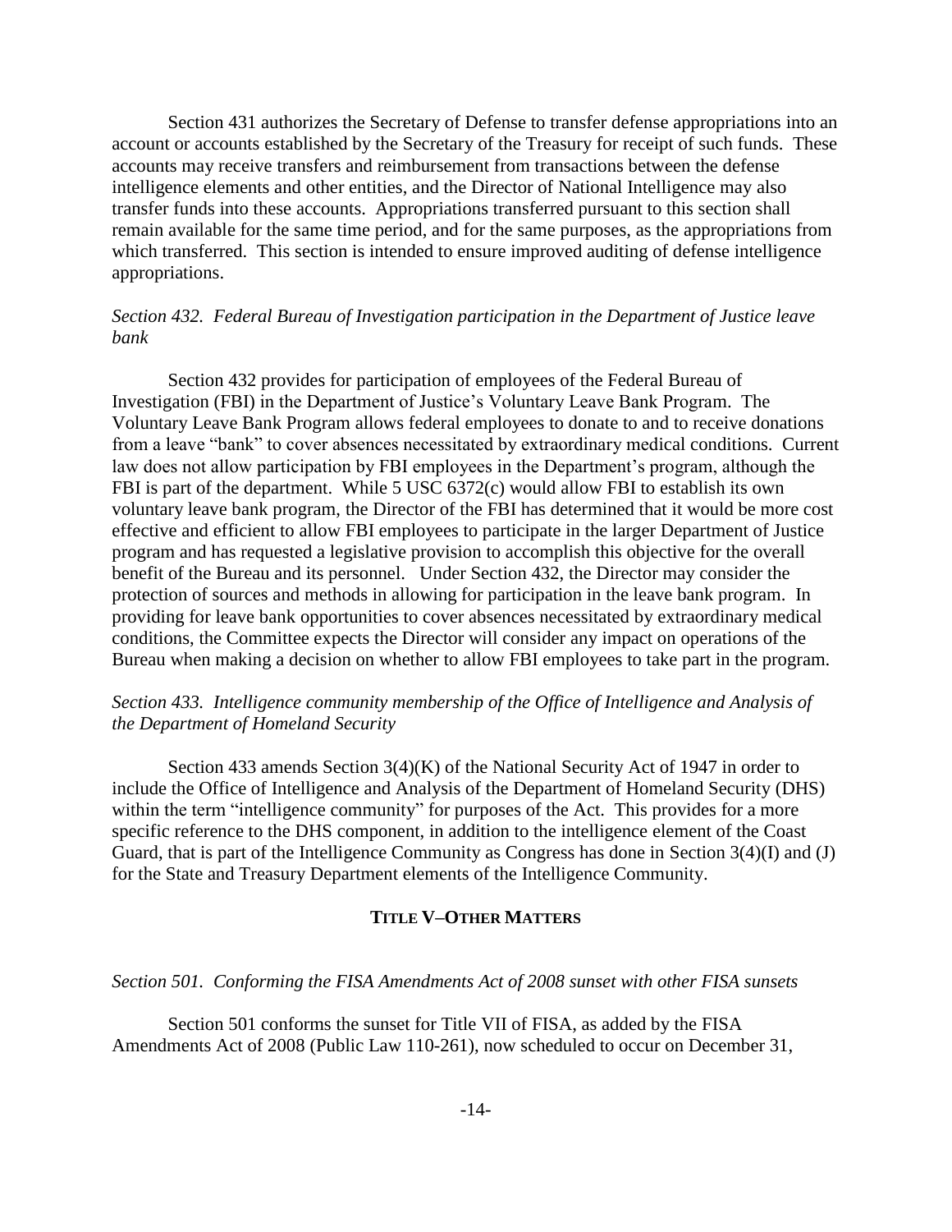Section 431 authorizes the Secretary of Defense to transfer defense appropriations into an account or accounts established by the Secretary of the Treasury for receipt of such funds. These accounts may receive transfers and reimbursement from transactions between the defense intelligence elements and other entities, and the Director of National Intelligence may also transfer funds into these accounts. Appropriations transferred pursuant to this section shall remain available for the same time period, and for the same purposes, as the appropriations from which transferred. This section is intended to ensure improved auditing of defense intelligence appropriations.

*Section 432. Federal Bureau of Investigation participation in the Department of Justice leave bank*

Section 432 provides for participation of employees of the Federal Bureau of Investigation (FBI) in the Department of Justice's Voluntary Leave Bank Program. The Voluntary Leave Bank Program allows federal employees to donate to and to receive donations from a leave "bank" to cover absences necessitated by extraordinary medical conditions. Current law does not allow participation by FBI employees in the Department's program, although the FBI is part of the department. While 5 USC 6372(c) would allow FBI to establish its own voluntary leave bank program, the Director of the FBI has determined that it would be more cost effective and efficient to allow FBI employees to participate in the larger Department of Justice program and has requested a legislative provision to accomplish this objective for the overall benefit of the Bureau and its personnel. Under Section 432, the Director may consider the protection of sources and methods in allowing for participation in the leave bank program. In providing for leave bank opportunities to cover absences necessitated by extraordinary medical conditions, the Committee expects the Director will consider any impact on operations of the Bureau when making a decision on whether to allow FBI employees to take part in the program.

*Section 433. Intelligence community membership of the Office of Intelligence and Analysis of the Department of Homeland Security*

Section 433 amends Section 3(4)(K) of the National Security Act of 1947 in order to include the Office of Intelligence and Analysis of the Department of Homeland Security (DHS) within the term "intelligence community" for purposes of the Act. This provides for a more specific reference to the DHS component, in addition to the intelligence element of the Coast Guard, that is part of the Intelligence Community as Congress has done in Section 3(4)(I) and (J) for the State and Treasury Department elements of the Intelligence Community.

## TITLE V–OTHER MATTERS

*Section 501. Conforming the FISA Amendments Act of 2008 sunset with other FISA sunsets*

Section 501 conforms the sunset for Title VII of FISA, as added by the FISA Amendments Act of 2008 (Public Law 110-261), now scheduled to occur on December 31,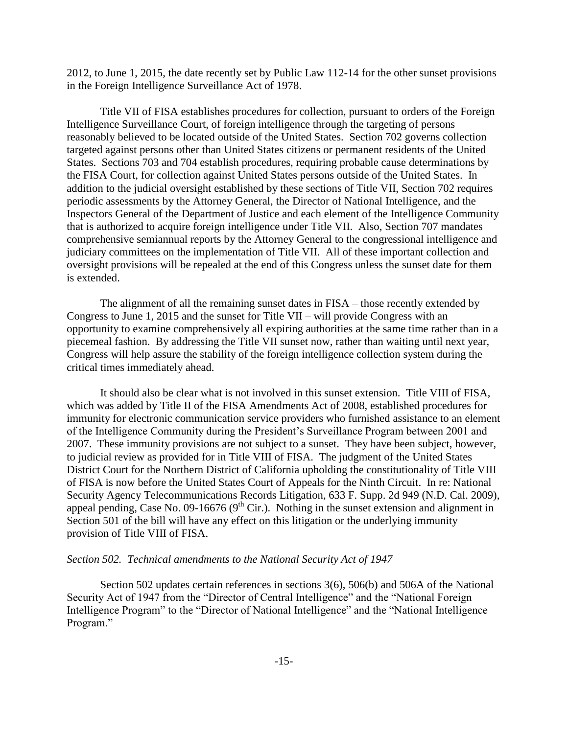2012, to June 1, 2015, the date recently set by Public Law 112-14 for the other sunset provisions in the Foreign Intelligence Surveillance Act of 1978.

Title VII of FISA establishes procedures for collection, pursuant to orders of the Foreign Intelligence Surveillance Court, of foreign intelligence through the targeting of persons reasonably believed to be located outside of the United States. Section 702 governs collection targeted against persons other than United States citizens or permanent residents of the United States. Sections 703 and 704 establish procedures, requiring probable cause determinations by the FISA Court, for collection against United States persons outside of the United States. In addition to the judicial oversight established by these sections of Title VII, Section 702 requires periodic assessments by the Attorney General, the Director of National Intelligence, and the Inspectors General of the Department of Justice and each element of the Intelligence Community that is authorized to acquire foreign intelligence under Title VII. Also, Section 707 mandates comprehensive semiannual reports by the Attorney General to the congressional intelligence and judiciary committees on the implementation of Title VII. All of these important collection and oversight provisions will be repealed at the end of this Congress unless the sunset date for them is extended.

The alignment of all the remaining sunset dates in FISA – those recently extended by Congress to June 1, 2015 and the sunset for Title VII – will provide Congress with an opportunity to examine comprehensively all expiring authorities at the same time rather than in a piecemeal fashion. By addressing the Title VII sunset now, rather than waiting until next year, Congress will help assure the stability of the foreign intelligence collection system during the critical times immediately ahead.

It should also be clear what is not involved in this sunset extension. Title VIII of FISA, which was added by Title II of the FISA Amendments Act of 2008, established procedures for immunity for electronic communication service providers who furnished assistance to an element of the Intelligence Community during the President's Surveillance Program between 2001 and 2007. These immunity provisions are not subject to a sunset. They have been subject, however, to judicial review as provided for in Title VIII of FISA. The judgment of the United States District Court for the Northern District of California upholding the constitutionality of Title VIII of FISA is now before the United States Court of Appeals for the Ninth Circuit. In re: National Security Agency Telecommunications Records Litigation, 633 F. Supp. 2d 949 (N.D. Cal. 2009), appeal pending, Case No. 09-16676 (9th Cir.). Nothing in the sunset extension and alignment in Section 501 of the bill will have any effect on this litigation or the underlying immunity provision of Title VIII of FISA.

*Section 502. Technical amendments to the National Security Act of 1947*

Section 502 updates certain references in sections 3(6), 506(b) and 506A of the National Security Act of 1947 from the "Director of Central Intelligence" and the "National Foreign Intelligence Program" to the "Director of National Intelligence" and the "National Intelligence Program."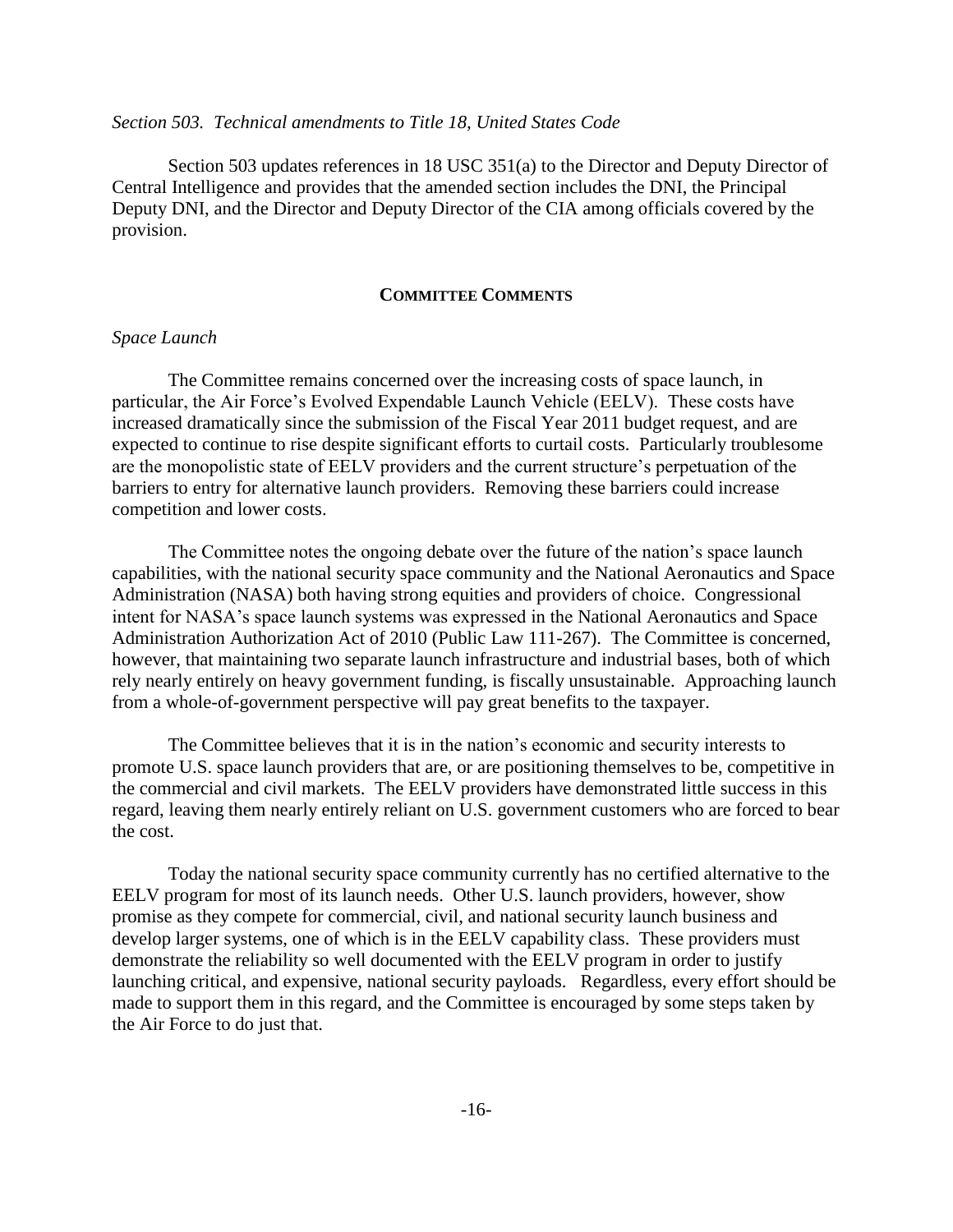*Section 503. Technical amendments to Title 18, United States Code*

Section 503 updates references in 18 USC 351(a) to the Director and Deputy Director of Central Intelligence and provides that the amended section includes the DNI, the Principal Deputy DNI, and the Director and Deputy Director of the CIA among officials covered by the provision.

## COMMITTEE COMMENTS

*Space Launch*

The Committee remains concerned over the increasing costs of space launch, in particular, the Air Force's Evolved Expendable Launch Vehicle (EELV). These costs have increased dramatically since the submission of the Fiscal Year 2011 budget request, and are expected to continue to rise despite significant efforts to curtail costs. Particularly troublesome are the monopolistic state of EELV providers and the current structure's perpetuation of the barriers to entry for alternative launch providers. Removing these barriers could increase competition and lower costs.

The Committee notes the ongoing debate over the future of the nation's space launch capabilities, with the national security space community and the National Aeronautics and Space Administration (NASA) both having strong equities and providers of choice. Congressional intent for NASA's space launch systems was expressed in the National Aeronautics and Space Administration Authorization Act of 2010 (Public Law 111-267). The Committee is concerned, however, that maintaining two separate launch infrastructure and industrial bases, both of which rely nearly entirely on heavy government funding, is fiscally unsustainable. Approaching launch from a whole-of-government perspective will pay great benefits to the taxpayer.

The Committee believes that it is in the nation's economic and security interests to promote U.S. space launch providers that are, or are positioning themselves to be, competitive in the commercial and civil markets. The EELV providers have demonstrated little success in this regard, leaving them nearly entirely reliant on U.S. government customers who are forced to bear the cost.

Today the national security space community currently has no certified alternative to the EELV program for most of its launch needs. Other U.S. launch providers, however, show promise as they compete for commercial, civil, and national security launch business and develop larger systems, one of which is in the EELV capability class. These providers must demonstrate the reliability so well documented with the EELV program in order to justify launching critical, and expensive, national security payloads. Regardless, every effort should be made to support them in this regard, and the Committee is encouraged by some steps taken by the Air Force to do just that.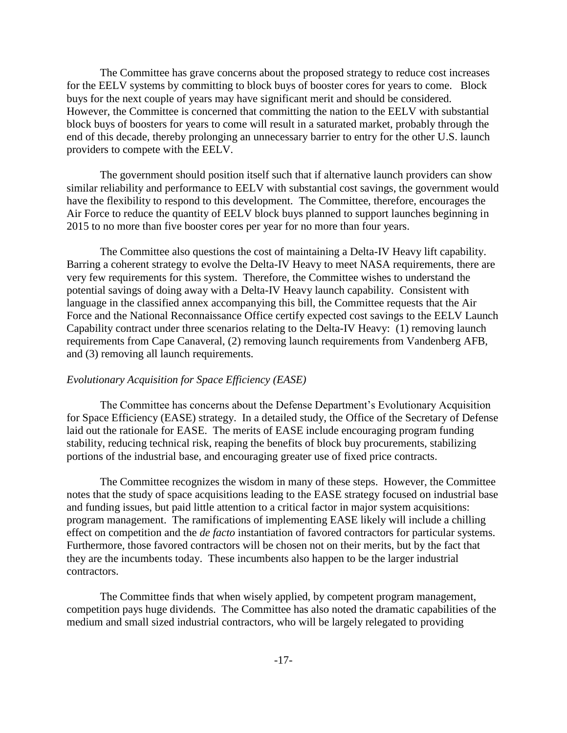The Committee has grave concerns about the proposed strategy to reduce cost increases for the EELV systems by committing to block buys of booster cores for years to come. Block buys for the next couple of years may have significant merit and should be considered. However, the Committee is concerned that committing the nation to the EELV with substantial block buys of boosters for years to come will result in a saturated market, probably through the end of this decade, thereby prolonging an unnecessary barrier to entry for the other U.S. launch providers to compete with the EELV.

The government should position itself such that if alternative launch providers can show similar reliability and performance to EELV with substantial cost savings, the government would have the flexibility to respond to this development. The Committee, therefore, encourages the Air Force to reduce the quantity of EELV block buys planned to support launches beginning in 2015 to no more than five booster cores per year for no more than four years.

The Committee also questions the cost of maintaining a Delta-IV Heavy lift capability. Barring a coherent strategy to evolve the Delta-IV Heavy to meet NASA requirements, there are very few requirements for this system. Therefore, the Committee wishes to understand the potential savings of doing away with a Delta-IV Heavy launch capability. Consistent with language in the classified annex accompanying this bill, the Committee requests that the Air Force and the National Reconnaissance Office certify expected cost savings to the EELV Launch Capability contract under three scenarios relating to the Delta-IV Heavy: (1) removing launch requirements from Cape Canaveral, (2) removing launch requirements from Vandenberg AFB, and (3) removing all launch requirements.

*Evolutionary Acquisition for Space Efficiency (EASE)*

The Committee has concerns about the Defense Department's Evolutionary Acquisition for Space Efficiency (EASE) strategy. In a detailed study, the Office of the Secretary of Defense laid out the rationale for EASE. The merits of EASE include encouraging program funding stability, reducing technical risk, reaping the benefits of block buy procurements, stabilizing portions of the industrial base, and encouraging greater use of fixed price contracts.

The Committee recognizes the wisdom in many of these steps. However, the Committee notes that the study of space acquisitions leading to the EASE strategy focused on industrial base and funding issues, but paid little attention to a critical factor in major system acquisitions: program management. The ramifications of implementing EASE likely will include a chilling effect on competition and the *de facto* instantiation of favored contractors for particular systems. Furthermore, those favored contractors will be chosen not on their merits, but by the fact that they are the incumbents today. These incumbents also happen to be the larger industrial contractors.

The Committee finds that when wisely applied, by competent program management, competition pays huge dividends. The Committee has also noted the dramatic capabilities of the medium and small sized industrial contractors, who will be largely relegated to providing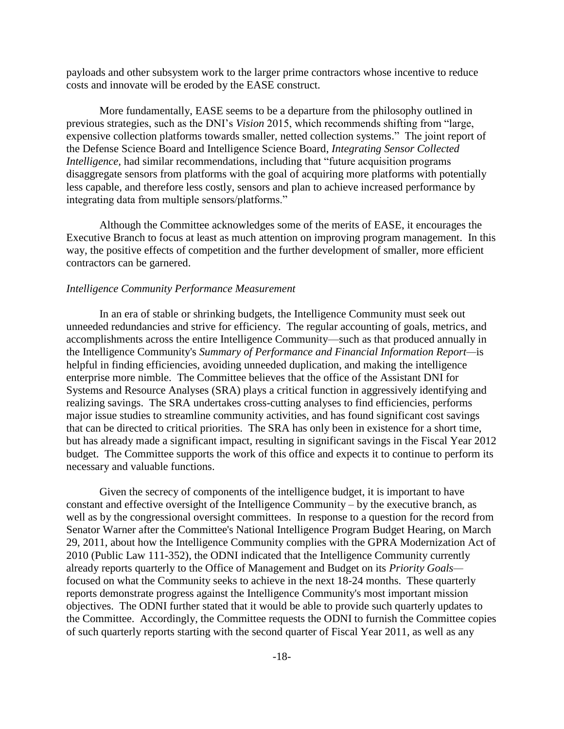payloads and other subsystem work to the larger prime contractors whose incentive to reduce costs and innovate will be eroded by the EASE construct.

More fundamentally, EASE seems to be a departure from the philosophy outlined in previous strategies, such as the DNI's *Vision* 2015, which recommends shifting from "large, expensive collection platforms towards smaller, netted collection systems." The joint report of the Defense Science Board and Intelligence Science Board, *Integrating Sensor Collected Intelligence,* had similar recommendations, including that "future acquisition programs disaggregate sensors from platforms with the goal of acquiring more platforms with potentially less capable, and therefore less costly, sensors and plan to achieve increased performance by integrating data from multiple sensors/platforms."

Although the Committee acknowledges some of the merits of EASE, it encourages the Executive Branch to focus at least as much attention on improving program management. In this way, the positive effects of competition and the further development of smaller, more efficient contractors can be garnered.

*Intelligence Community Performance Measurement*

In an era of stable or shrinking budgets, the Intelligence Community must seek out unneeded redundancies and strive for efficiency. The regular accounting of goals, metrics, and accomplishments across the entire Intelligence Community—such as that produced annually in the Intelligence Community's *Summary of Performance and Financial Information Report*—is helpful in finding efficiencies, avoiding unneeded duplication, and making the intelligence enterprise more nimble. The Committee believes that the office of the Assistant DNI for Systems and Resource Analyses (SRA) plays a critical function in aggressively identifying and realizing savings. The SRA undertakes cross-cutting analyses to find efficiencies, performs major issue studies to streamline community activities, and has found significant cost savings that can be directed to critical priorities. The SRA has only been in existence for a short time, but has already made a significant impact, resulting in significant savings in the Fiscal Year 2012 budget. The Committee supports the work of this office and expects it to continue to perform its necessary and valuable functions.

Given the secrecy of components of the intelligence budget, it is important to have constant and effective oversight of the Intelligence Community – by the executive branch, as well as by the congressional oversight committees. In response to a question for the record from Senator Warner after the Committee's National Intelligence Program Budget Hearing, on March 29, 2011, about how the Intelligence Community complies with the GPRA Modernization Act of 2010 (Public Law 111-352), the ODNI indicated that the Intelligence Community currently already reports quarterly to the Office of Management and Budget on its *Priority Goals*—focused on what the Community seeks to achieve in the next 18-24 months. These quarterly reports demonstrate progress against the Intelligence Community's most important mission objectives. The ODNI further stated that it would be able to provide such quarterly updates to the Committee. Accordingly, the Committee requests the ODNI to furnish the Committee copies of such quarterly reports starting with the second quarter of Fiscal Year 2011, as well as any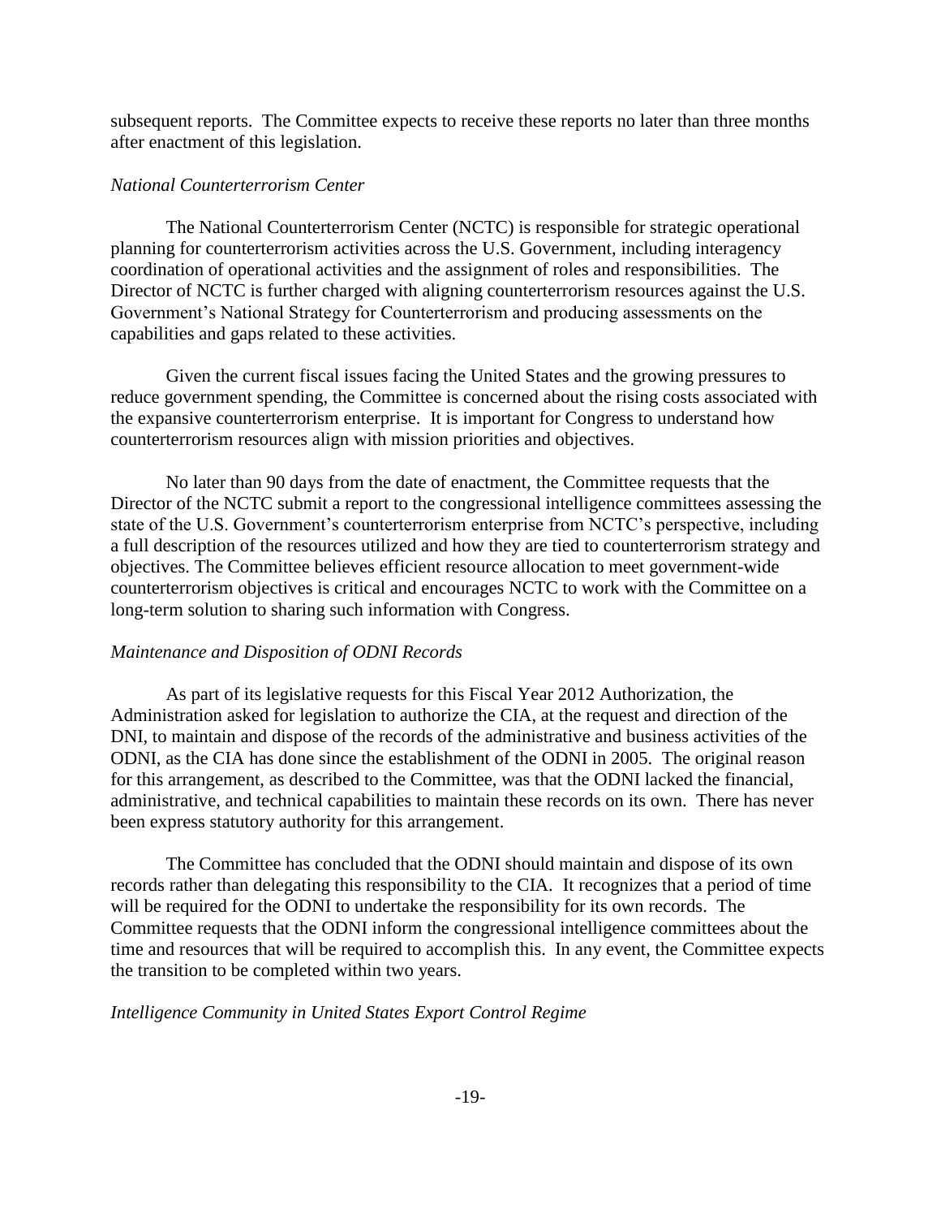subsequent reports. The Committee expects to receive these reports no later than three months after enactment of this legislation.

*National Counterterrorism Center*

The National Counterterrorism Center (NCTC) is responsible for strategic operational planning for counterterrorism activities across the U.S. Government, including interagency coordination of operational activities and the assignment of roles and responsibilities. The Director of NCTC is further charged with aligning counterterrorism resources against the U.S. Government's National Strategy for Counterterrorism and producing assessments on the capabilities and gaps related to these activities.

Given the current fiscal issues facing the United States and the growing pressures to reduce government spending, the Committee is concerned about the rising costs associated with the expansive counterterrorism enterprise. It is important for Congress to understand how counterterrorism resources align with mission priorities and objectives.

No later than 90 days from the date of enactment, the Committee requests that the Director of the NCTC submit a report to the congressional intelligence committees assessing the state of the U.S. Government's counterterrorism enterprise from NCTC's perspective, including a full description of the resources utilized and how they are tied to counterterrorism strategy and objectives. The Committee believes efficient resource allocation to meet government-wide counterterrorism objectives is critical and encourages NCTC to work with the Committee on a long-term solution to sharing such information with Congress.

*Maintenance and Disposition of ODNI Records*

As part of its legislative requests for this Fiscal Year 2012 Authorization, the Administration asked for legislation to authorize the CIA, at the request and direction of the DNI, to maintain and dispose of the records of the administrative and business activities of the ODNI, as the CIA has done since the establishment of the ODNI in 2005. The original reason for this arrangement, as described to the Committee, was that the ODNI lacked the financial, administrative, and technical capabilities to maintain these records on its own. There has never been express statutory authority for this arrangement.

The Committee has concluded that the ODNI should maintain and dispose of its own records rather than delegating this responsibility to the CIA. It recognizes that a period of time will be required for the ODNI to undertake the responsibility for its own records. The Committee requests that the ODNI inform the congressional intelligence committees about the time and resources that will be required to accomplish this. In any event, the Committee expects the transition to be completed within two years.

*Intelligence Community in United States Export Control Regime*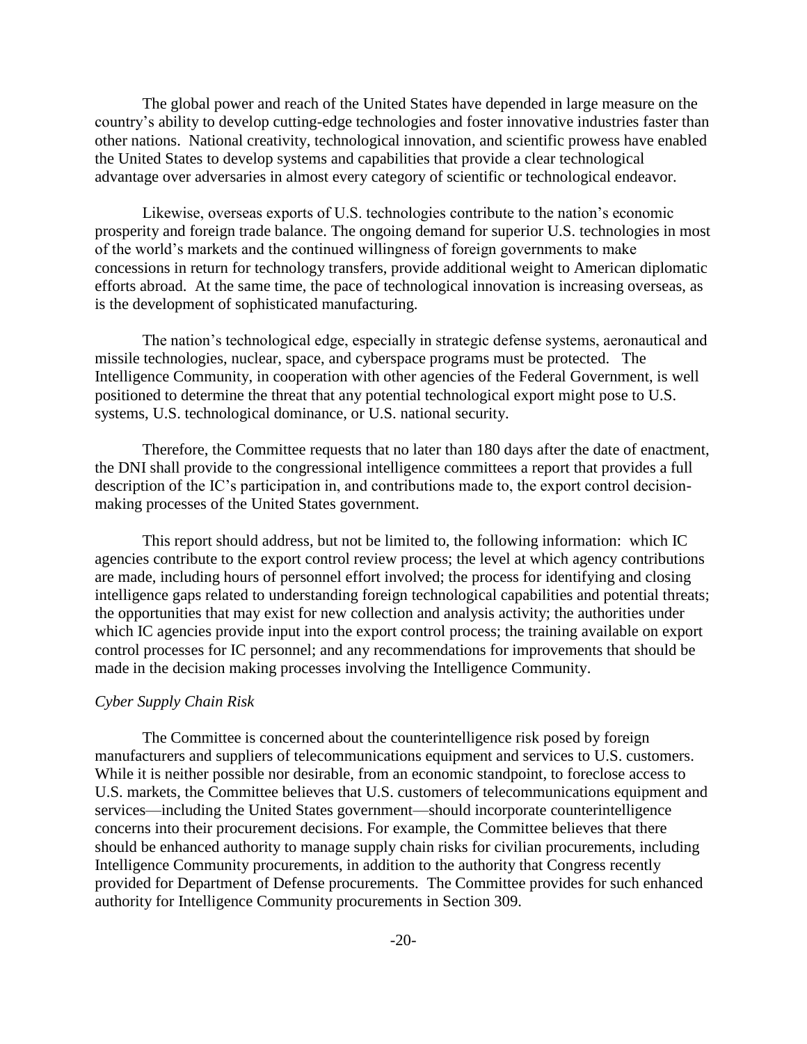The global power and reach of the United States have depended in large measure on the country's ability to develop cutting-edge technologies and foster innovative industries faster than other nations. National creativity, technological innovation, and scientific prowess have enabled the United States to develop systems and capabilities that provide a clear technological advantage over adversaries in almost every category of scientific or technological endeavor.

Likewise, overseas exports of U.S. technologies contribute to the nation's economic prosperity and foreign trade balance. The ongoing demand for superior U.S. technologies in most of the world's markets and the continued willingness of foreign governments to make concessions in return for technology transfers, provide additional weight to American diplomatic efforts abroad. At the same time, the pace of technological innovation is increasing overseas, as is the development of sophisticated manufacturing.

The nation's technological edge, especially in strategic defense systems, aeronautical and missile technologies, nuclear, space, and cyberspace programs must be protected. The Intelligence Community, in cooperation with other agencies of the Federal Government, is well positioned to determine the threat that any potential technological export might pose to U.S. systems, U.S. technological dominance, or U.S. national security.

Therefore, the Committee requests that no later than 180 days after the date of enactment, the DNI shall provide to the congressional intelligence committees a report that provides a full description of the IC's participation in, and contributions made to, the export control decision-making processes of the United States government.

This report should address, but not be limited to, the following information: which IC agencies contribute to the export control review process; the level at which agency contributions are made, including hours of personnel effort involved; the process for identifying and closing intelligence gaps related to understanding foreign technological capabilities and potential threats; the opportunities that may exist for new collection and analysis activity; the authorities under which IC agencies provide input into the export control process; the training available on export control processes for IC personnel; and any recommendations for improvements that should be made in the decision making processes involving the Intelligence Community.

*Cyber Supply Chain Risk*

The Committee is concerned about the counterintelligence risk posed by foreign manufacturers and suppliers of telecommunications equipment and services to U.S. customers. While it is neither possible nor desirable, from an economic standpoint, to foreclose access to U.S. markets, the Committee believes that U.S. customers of telecommunications equipment and services—including the United States government—should incorporate counterintelligence concerns into their procurement decisions. For example, the Committee believes that there should be enhanced authority to manage supply chain risks for civilian procurements, including Intelligence Community procurements, in addition to the authority that Congress recently provided for Department of Defense procurements. The Committee provides for such enhanced authority for Intelligence Community procurements in Section 309.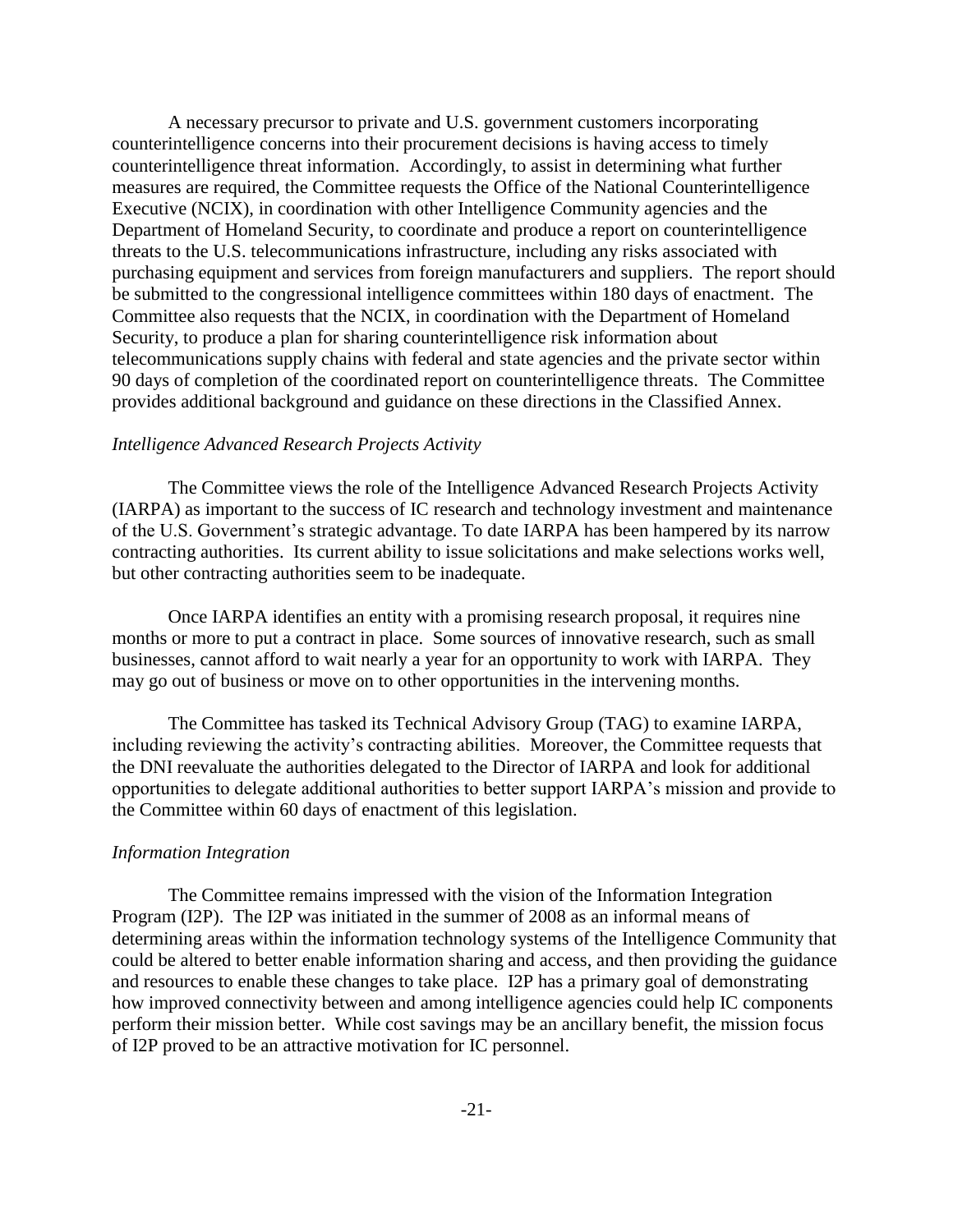A necessary precursor to private and U.S. government customers incorporating counterintelligence concerns into their procurement decisions is having access to timely counterintelligence threat information. Accordingly, to assist in determining what further measures are required, the Committee requests the Office of the National Counterintelligence Executive (NCIX), in coordination with other Intelligence Community agencies and the Department of Homeland Security, to coordinate and produce a report on counterintelligence threats to the U.S. telecommunications infrastructure, including any risks associated with purchasing equipment and services from foreign manufacturers and suppliers. The report should be submitted to the congressional intelligence committees within 180 days of enactment. The Committee also requests that the NCIX, in coordination with the Department of Homeland Security, to produce a plan for sharing counterintelligence risk information about telecommunications supply chains with federal and state agencies and the private sector within 90 days of completion of the coordinated report on counterintelligence threats. The Committee provides additional background and guidance on these directions in the Classified Annex.

*Intelligence Advanced Research Projects Activity*

The Committee views the role of the Intelligence Advanced Research Projects Activity (IARPA) as important to the success of IC research and technology investment and maintenance of the U.S. Government's strategic advantage. To date IARPA has been hampered by its narrow contracting authorities. Its current ability to issue solicitations and make selections works well, but other contracting authorities seem to be inadequate.

Once IARPA identifies an entity with a promising research proposal, it requires nine months or more to put a contract in place. Some sources of innovative research, such as small businesses, cannot afford to wait nearly a year for an opportunity to work with IARPA. They may go out of business or move on to other opportunities in the intervening months.

The Committee has tasked its Technical Advisory Group (TAG) to examine IARPA, including reviewing the activity's contracting abilities. Moreover, the Committee requests that the DNI reevaluate the authorities delegated to the Director of IARPA and look for additional opportunities to delegate additional authorities to better support IARPA's mission and provide to the Committee within 60 days of enactment of this legislation.

*Information Integration*

The Committee remains impressed with the vision of the Information Integration Program (I2P). The I2P was initiated in the summer of 2008 as an informal means of determining areas within the information technology systems of the Intelligence Community that could be altered to better enable information sharing and access, and then providing the guidance and resources to enable these changes to take place. I2P has a primary goal of demonstrating how improved connectivity between and among intelligence agencies could help IC components perform their mission better. While cost savings may be an ancillary benefit, the mission focus of I2P proved to be an attractive motivation for IC personnel.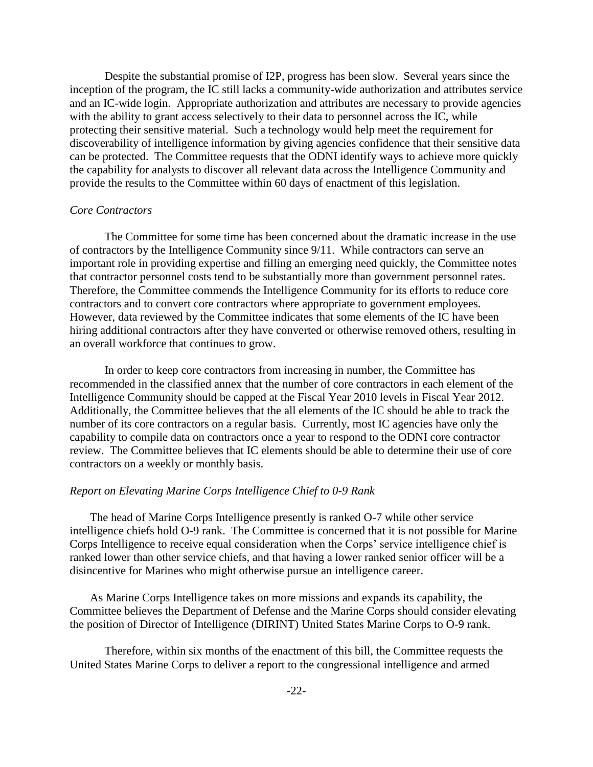Despite the substantial promise of I2P, progress has been slow. Several years since the inception of the program, the IC still lacks a community-wide authorization and attributes service and an IC-wide login. Appropriate authorization and attributes are necessary to provide agencies with the ability to grant access selectively to their data to personnel across the IC, while protecting their sensitive material. Such a technology would help meet the requirement for discoverability of intelligence information by giving agencies confidence that their sensitive data can be protected. The Committee requests that the ODNI identify ways to achieve more quickly the capability for analysts to discover all relevant data across the Intelligence Community and provide the results to the Committee within 60 days of enactment of this legislation.

*Core Contractors*

The Committee for some time has been concerned about the dramatic increase in the use of contractors by the Intelligence Community since 9/11. While contractors can serve an important role in providing expertise and filling an emerging need quickly, the Committee notes that contractor personnel costs tend to be substantially more than government personnel rates. Therefore, the Committee commends the Intelligence Community for its efforts to reduce core contractors and to convert core contractors where appropriate to government employees. However, data reviewed by the Committee indicates that some elements of the IC have been hiring additional contractors after they have converted or otherwise removed others, resulting in an overall workforce that continues to grow.

In order to keep core contractors from increasing in number, the Committee has recommended in the classified annex that the number of core contractors in each element of the Intelligence Community should be capped at the Fiscal Year 2010 levels in Fiscal Year 2012. Additionally, the Committee believes that the all elements of the IC should be able to track the number of its core contractors on a regular basis. Currently, most IC agencies have only the capability to compile data on contractors once a year to respond to the ODNI core contractor review. The Committee believes that IC elements should be able to determine their use of core contractors on a weekly or monthly basis.

*Report on Elevating Marine Corps Intelligence Chief to 0-9 Rank*

The head of Marine Corps Intelligence presently is ranked O-7 while other service intelligence chiefs hold O-9 rank. The Committee is concerned that it is not possible for Marine Corps Intelligence to receive equal consideration when the Corps' service intelligence chief is ranked lower than other service chiefs, and that having a lower ranked senior officer will be a disincentive for Marines who might otherwise pursue an intelligence career.

As Marine Corps Intelligence takes on more missions and expands its capability, the Committee believes the Department of Defense and the Marine Corps should consider elevating the position of Director of Intelligence (DIRINT) United States Marine Corps to O-9 rank.

Therefore, within six months of the enactment of this bill, the Committee requests the United States Marine Corps to deliver a report to the congressional intelligence and armed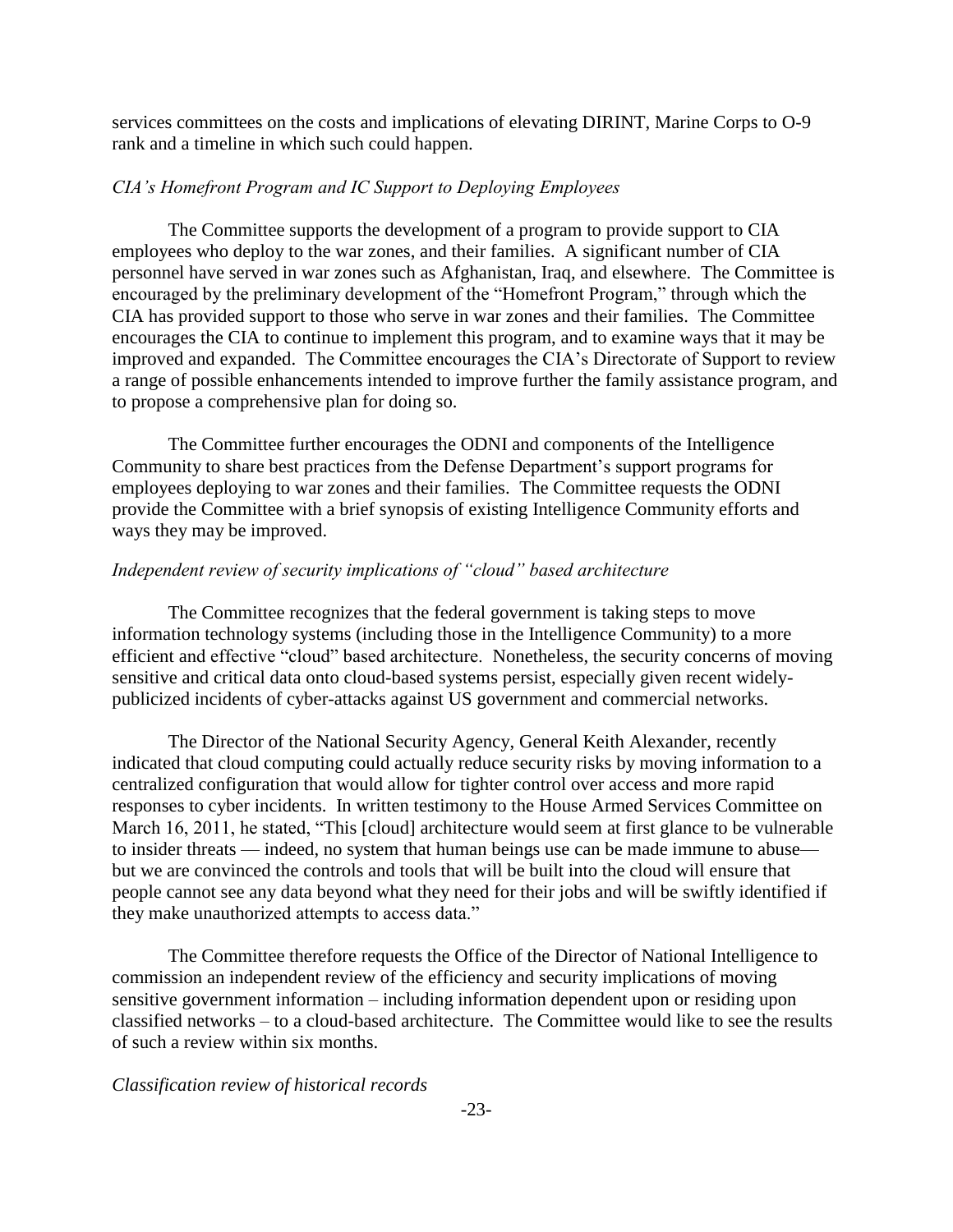services committees on the costs and implications of elevating DIRINT, Marine Corps to O-9 rank and a timeline in which such could happen.

*CIA's Homefront Program and IC Support to Deploying Employees*

The Committee supports the development of a program to provide support to CIA employees who deploy to the war zones, and their families. A significant number of CIA personnel have served in war zones such as Afghanistan, Iraq, and elsewhere. The Committee is encouraged by the preliminary development of the "Homefront Program," through which the CIA has provided support to those who serve in war zones and their families. The Committee encourages the CIA to continue to implement this program, and to examine ways that it may be improved and expanded. The Committee encourages the CIA's Directorate of Support to review a range of possible enhancements intended to improve further the family assistance program, and to propose a comprehensive plan for doing so.

The Committee further encourages the ODNI and components of the Intelligence Community to share best practices from the Defense Department's support programs for employees deploying to war zones and their families. The Committee requests the ODNI provide the Committee with a brief synopsis of existing Intelligence Community efforts and ways they may be improved.

*Independent review of security implications of "cloud" based architecture*

The Committee recognizes that the federal government is taking steps to move information technology systems (including those in the Intelligence Community) to a more efficient and effective "cloud" based architecture. Nonetheless, the security concerns of moving sensitive and critical data onto cloud-based systems persist, especially given recent widely-publicized incidents of cyber-attacks against US government and commercial networks.

The Director of the National Security Agency, General Keith Alexander, recently indicated that cloud computing could actually reduce security risks by moving information to a centralized configuration that would allow for tighter control over access and more rapid responses to cyber incidents. In written testimony to the House Armed Services Committee on March 16, 2011, he stated, "This [cloud] architecture would seem at first glance to be vulnerable to insider threats — indeed, no system that human beings use can be made immune to abuse— but we are convinced the controls and tools that will be built into the cloud will ensure that people cannot see any data beyond what they need for their jobs and will be swiftly identified if they make unauthorized attempts to access data."

The Committee therefore requests the Office of the Director of National Intelligence to commission an independent review of the efficiency and security implications of moving sensitive government information – including information dependent upon or residing upon classified networks – to a cloud-based architecture. The Committee would like to see the results of such a review within six months.

*Classification review of historical records*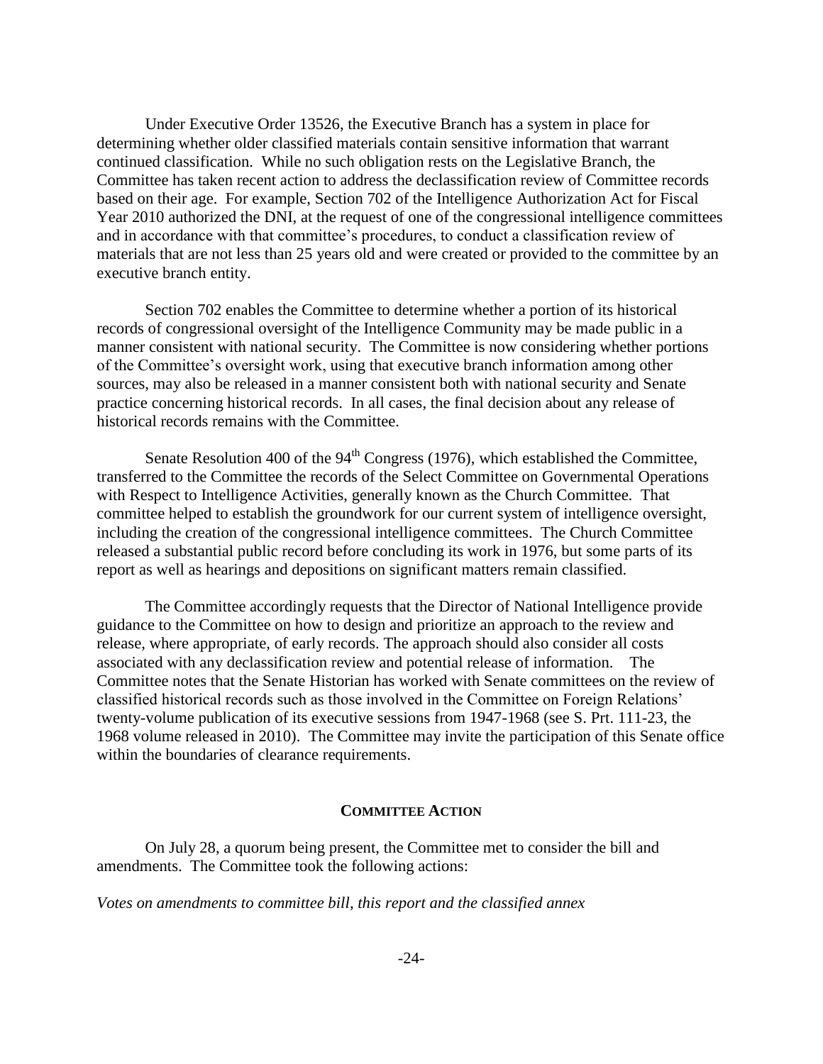Under Executive Order 13526, the Executive Branch has a system in place for determining whether older classified materials contain sensitive information that warrant continued classification. While no such obligation rests on the Legislative Branch, the Committee has taken recent action to address the declassification review of Committee records based on their age. For example, Section 702 of the Intelligence Authorization Act for Fiscal Year 2010 authorized the DNI, at the request of one of the congressional intelligence committees and in accordance with that committee's procedures, to conduct a classification review of materials that are not less than 25 years old and were created or provided to the committee by an executive branch entity.

Section 702 enables the Committee to determine whether a portion of its historical records of congressional oversight of the Intelligence Community may be made public in a manner consistent with national security. The Committee is now considering whether portions of the Committee's oversight work, using that executive branch information among other sources, may also be released in a manner consistent both with national security and Senate practice concerning historical records. In all cases, the final decision about any release of historical records remains with the Committee.

Senate Resolution 400 of the 94th Congress (1976), which established the Committee, transferred to the Committee the records of the Select Committee on Governmental Operations with Respect to Intelligence Activities, generally known as the Church Committee. That committee helped to establish the groundwork for our current system of intelligence oversight, including the creation of the congressional intelligence committees. The Church Committee released a substantial public record before concluding its work in 1976, but some parts of its report as well as hearings and depositions on significant matters remain classified.

The Committee accordingly requests that the Director of National Intelligence provide guidance to the Committee on how to design and prioritize an approach to the review and release, where appropriate, of early records. The approach should also consider all costs associated with any declassification review and potential release of information. The Committee notes that the Senate Historian has worked with Senate committees on the review of classified historical records such as those involved in the Committee on Foreign Relations' twenty-volume publication of its executive sessions from 1947-1968 (see S. Prt. 111-23, the 1968 volume released in 2010). The Committee may invite the participation of this Senate office within the boundaries of clearance requirements.

## COMMITTEE ACTION

On July 28, a quorum being present, the Committee met to consider the bill and amendments. The Committee took the following actions:

*Votes on amendments to committee bill, this report and the classified annex*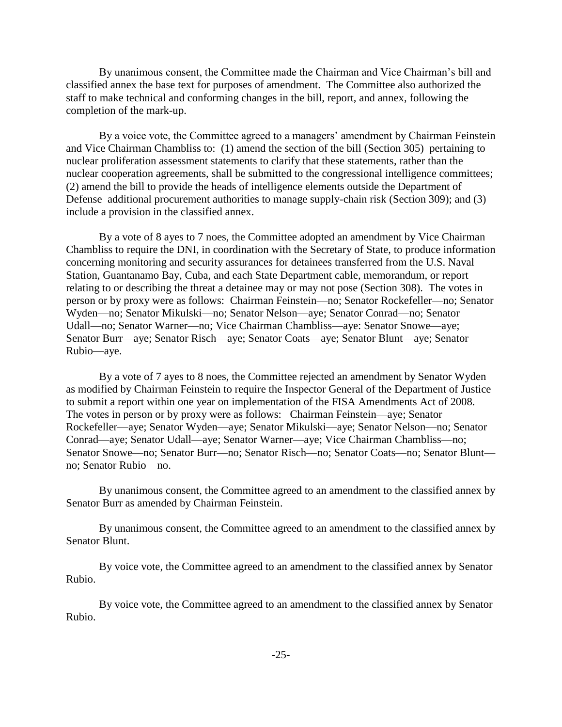By unanimous consent, the Committee made the Chairman and Vice Chairman's bill and classified annex the base text for purposes of amendment. The Committee also authorized the staff to make technical and conforming changes in the bill, report, and annex, following the completion of the mark-up.

By a voice vote, the Committee agreed to a managers' amendment by Chairman Feinstein and Vice Chairman Chambliss to: (1) amend the section of the bill (Section 305) pertaining to nuclear proliferation assessment statements to clarify that these statements, rather than the nuclear cooperation agreements, shall be submitted to the congressional intelligence committees; (2) amend the bill to provide the heads of intelligence elements outside the Department of Defense additional procurement authorities to manage supply-chain risk (Section 309); and (3) include a provision in the classified annex.

By a vote of 8 ayes to 7 noes, the Committee adopted an amendment by Vice Chairman Chambliss to require the DNI, in coordination with the Secretary of State, to produce information concerning monitoring and security assurances for detainees transferred from the U.S. Naval Station, Guantanamo Bay, Cuba, and each State Department cable, memorandum, or report relating to or describing the threat a detainee may or may not pose (Section 308). The votes in person or by proxy were as follows: Chairman Feinstein—no; Senator Rockefeller—no; Senator Wyden—no; Senator Mikulski—no; Senator Nelson—aye; Senator Conrad—no; Senator Udall—no; Senator Warner—no; Vice Chairman Chambliss—aye: Senator Snowe—aye; Senator Burr—aye; Senator Risch—aye; Senator Coats—aye; Senator Blunt—aye; Senator Rubio—aye.

By a vote of 7 ayes to 8 noes, the Committee rejected an amendment by Senator Wyden as modified by Chairman Feinstein to require the Inspector General of the Department of Justice to submit a report within one year on implementation of the FISA Amendments Act of 2008. The votes in person or by proxy were as follows: Chairman Feinstein—aye; Senator Rockefeller—aye; Senator Wyden—aye; Senator Mikulski—aye; Senator Nelson—no; Senator Conrad—aye; Senator Udall—aye; Senator Warner—aye; Vice Chairman Chambliss—no; Senator Snowe—no; Senator Burr—no; Senator Risch—no; Senator Coats—no; Senator Blunt—no; Senator Rubio—no.

By unanimous consent, the Committee agreed to an amendment to the classified annex by Senator Burr as amended by Chairman Feinstein.

By unanimous consent, the Committee agreed to an amendment to the classified annex by Senator Blunt.

By voice vote, the Committee agreed to an amendment to the classified annex by Senator Rubio.

By voice vote, the Committee agreed to an amendment to the classified annex by Senator Rubio.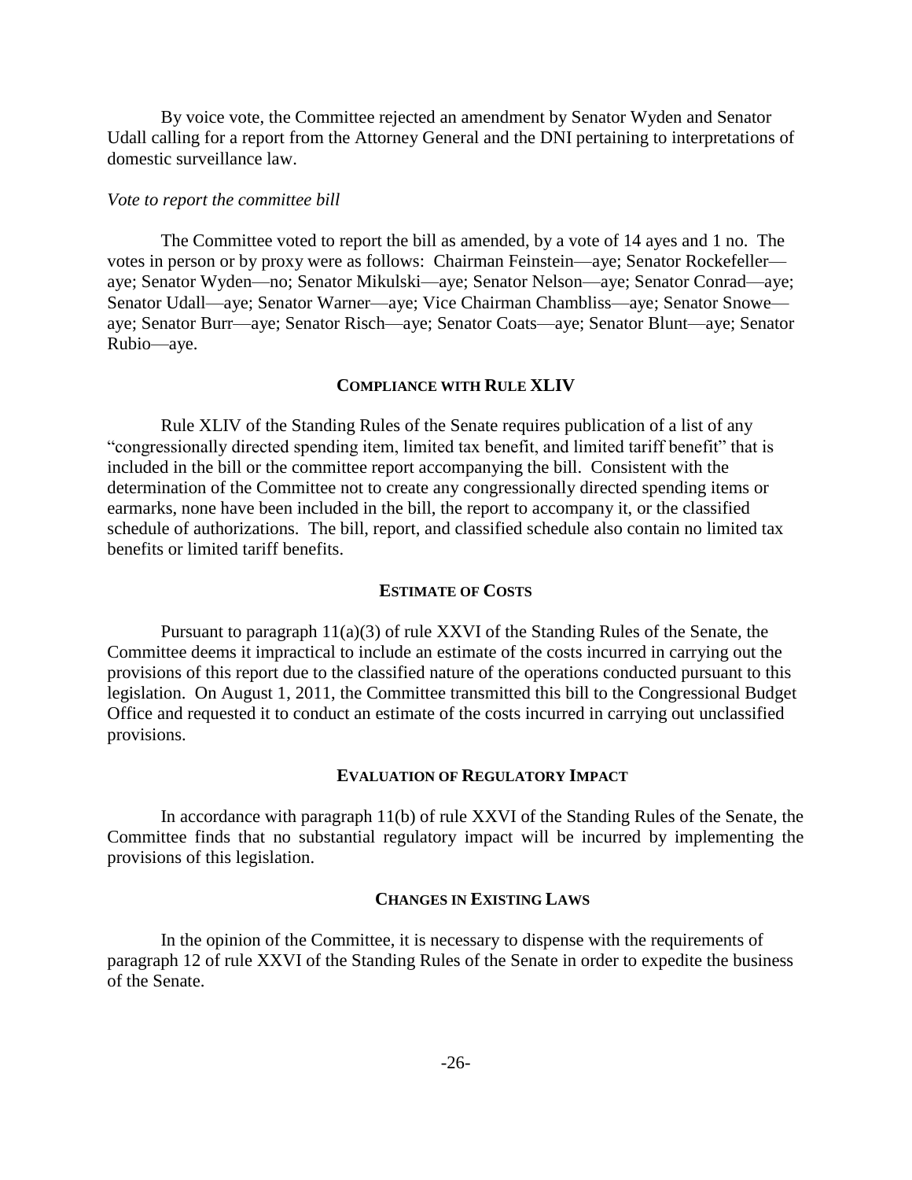By voice vote, the Committee rejected an amendment by Senator Wyden and Senator Udall calling for a report from the Attorney General and the DNI pertaining to interpretations of domestic surveillance law.

*Vote to report the committee bill*

The Committee voted to report the bill as amended, by a vote of 14 ayes and 1 no. The votes in person or by proxy were as follows: Chairman Feinstein—aye; Senator Rockefeller—aye; Senator Wyden—no; Senator Mikulski—aye; Senator Nelson—aye; Senator Conrad—aye; Senator Udall—aye; Senator Warner—aye; Vice Chairman Chambliss—aye; Senator Snowe—aye; Senator Burr—aye; Senator Risch—aye; Senator Coats—aye; Senator Blunt—aye; Senator Rubio—aye.

## COMPLIANCE WITH RULE XLIV

Rule XLIV of the Standing Rules of the Senate requires publication of a list of any "congressionally directed spending item, limited tax benefit, and limited tariff benefit" that is included in the bill or the committee report accompanying the bill. Consistent with the determination of the Committee not to create any congressionally directed spending items or earmarks, none have been included in the bill, the report to accompany it, or the classified schedule of authorizations. The bill, report, and classified schedule also contain no limited tax benefits or limited tariff benefits.

## ESTIMATE OF COSTS

Pursuant to paragraph 11(a)(3) of rule XXVI of the Standing Rules of the Senate, the Committee deems it impractical to include an estimate of the costs incurred in carrying out the provisions of this report due to the classified nature of the operations conducted pursuant to this legislation. On August 1, 2011, the Committee transmitted this bill to the Congressional Budget Office and requested it to conduct an estimate of the costs incurred in carrying out unclassified provisions.

## EVALUATION OF REGULATORY IMPACT

In accordance with paragraph 11(b) of rule XXVI of the Standing Rules of the Senate, the Committee finds that no substantial regulatory impact will be incurred by implementing the provisions of this legislation.

## CHANGES IN EXISTING LAWS

In the opinion of the Committee, it is necessary to dispense with the requirements of paragraph 12 of rule XXVI of the Standing Rules of the Senate in order to expedite the business of the Senate.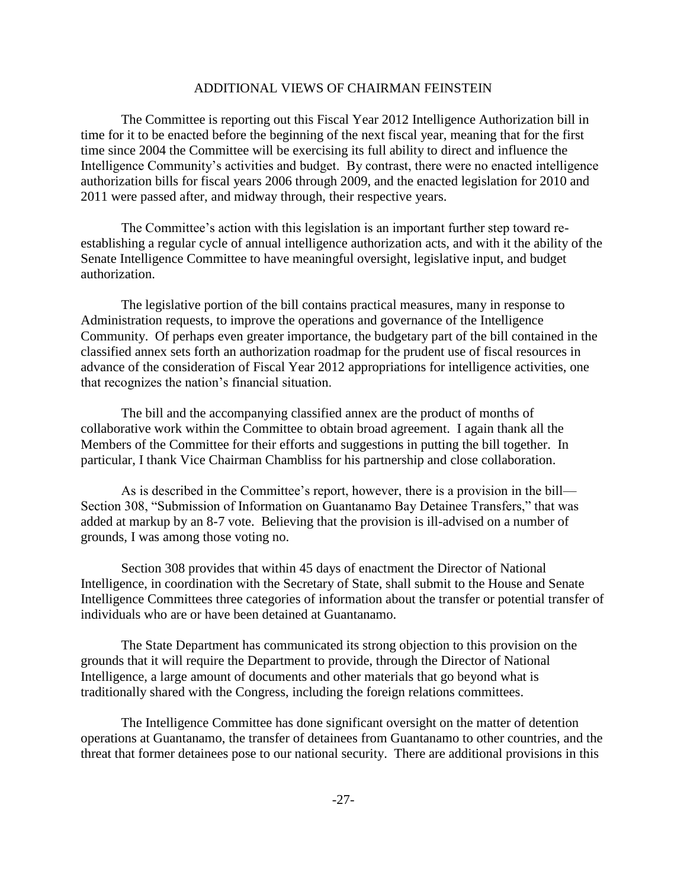## ADDITIONAL VIEWS OF CHAIRMAN FEINSTEIN

The Committee is reporting out this Fiscal Year 2012 Intelligence Authorization bill in time for it to be enacted before the beginning of the next fiscal year, meaning that for the first time since 2004 the Committee will be exercising its full ability to direct and influence the Intelligence Community's activities and budget. By contrast, there were no enacted intelligence authorization bills for fiscal years 2006 through 2009, and the enacted legislation for 2010 and 2011 were passed after, and midway through, their respective years.

The Committee's action with this legislation is an important further step toward re-establishing a regular cycle of annual intelligence authorization acts, and with it the ability of the Senate Intelligence Committee to have meaningful oversight, legislative input, and budget authorization.

The legislative portion of the bill contains practical measures, many in response to Administration requests, to improve the operations and governance of the Intelligence Community. Of perhaps even greater importance, the budgetary part of the bill contained in the classified annex sets forth an authorization roadmap for the prudent use of fiscal resources in advance of the consideration of Fiscal Year 2012 appropriations for intelligence activities, one that recognizes the nation's financial situation.

The bill and the accompanying classified annex are the product of months of collaborative work within the Committee to obtain broad agreement. I again thank all the Members of the Committee for their efforts and suggestions in putting the bill together. In particular, I thank Vice Chairman Chambliss for his partnership and close collaboration.

As is described in the Committee's report, however, there is a provision in the bill—Section 308, "Submission of Information on Guantanamo Bay Detainee Transfers," that was added at markup by an 8-7 vote. Believing that the provision is ill-advised on a number of grounds, I was among those voting no.

Section 308 provides that within 45 days of enactment the Director of National Intelligence, in coordination with the Secretary of State, shall submit to the House and Senate Intelligence Committees three categories of information about the transfer or potential transfer of individuals who are or have been detained at Guantanamo.

The State Department has communicated its strong objection to this provision on the grounds that it will require the Department to provide, through the Director of National Intelligence, a large amount of documents and other materials that go beyond what is traditionally shared with the Congress, including the foreign relations committees.

The Intelligence Committee has done significant oversight on the matter of detention operations at Guantanamo, the transfer of detainees from Guantanamo to other countries, and the threat that former detainees pose to our national security. There are additional provisions in this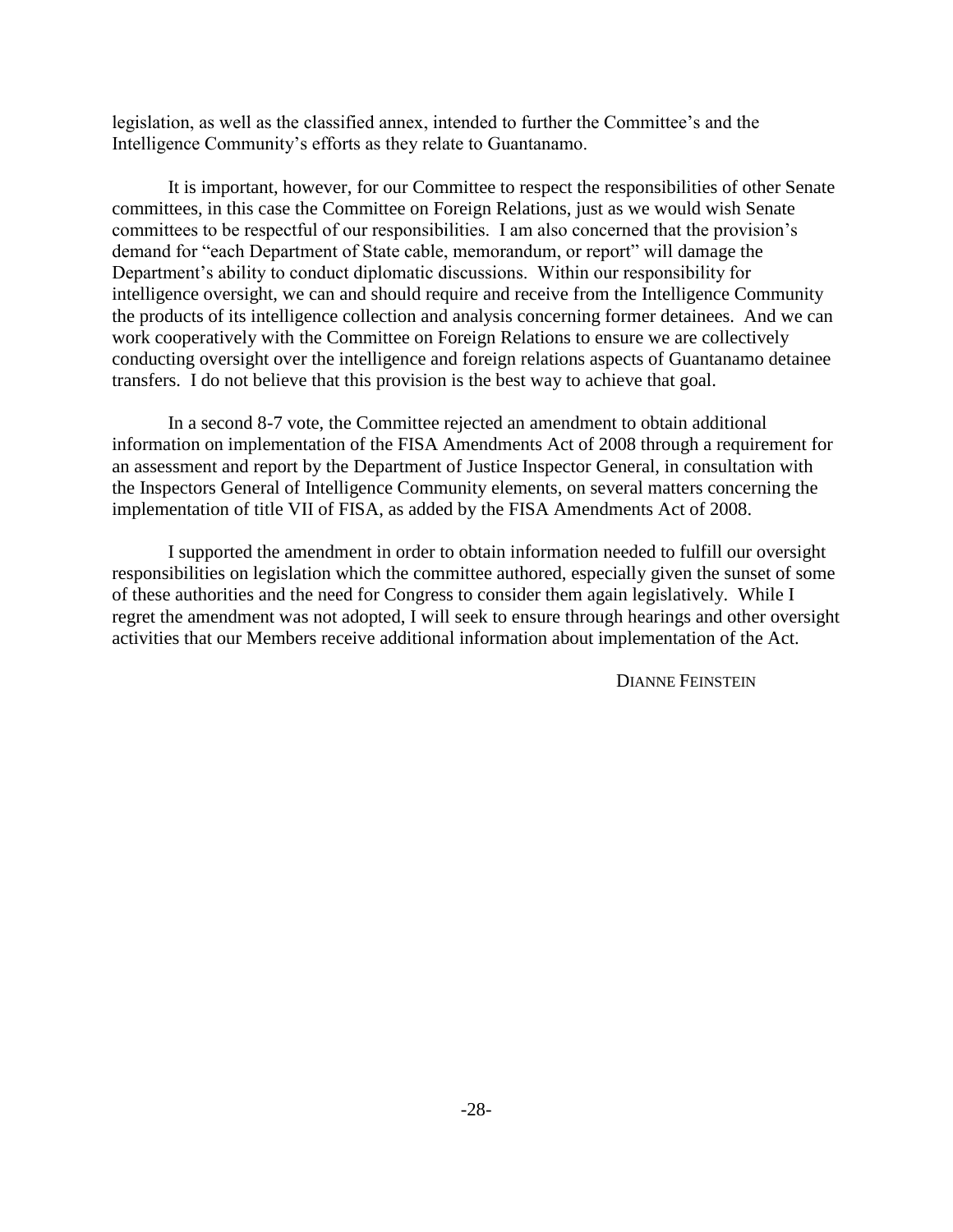legislation, as well as the classified annex, intended to further the Committee's and the Intelligence Community's efforts as they relate to Guantanamo.

It is important, however, for our Committee to respect the responsibilities of other Senate committees, in this case the Committee on Foreign Relations, just as we would wish Senate committees to be respectful of our responsibilities. I am also concerned that the provision's demand for "each Department of State cable, memorandum, or report" will damage the Department's ability to conduct diplomatic discussions. Within our responsibility for intelligence oversight, we can and should require and receive from the Intelligence Community the products of its intelligence collection and analysis concerning former detainees. And we can work cooperatively with the Committee on Foreign Relations to ensure we are collectively conducting oversight over the intelligence and foreign relations aspects of Guantanamo detainee transfers. I do not believe that this provision is the best way to achieve that goal.

In a second 8-7 vote, the Committee rejected an amendment to obtain additional information on implementation of the FISA Amendments Act of 2008 through a requirement for an assessment and report by the Department of Justice Inspector General, in consultation with the Inspectors General of Intelligence Community elements, on several matters concerning the implementation of title VII of FISA, as added by the FISA Amendments Act of 2008.

I supported the amendment in order to obtain information needed to fulfill our oversight responsibilities on legislation which the committee authored, especially given the sunset of some of these authorities and the need for Congress to consider them again legislatively. While I regret the amendment was not adopted, I will seek to ensure through hearings and other oversight activities that our Members receive additional information about implementation of the Act.

DIANNE FEINSTEIN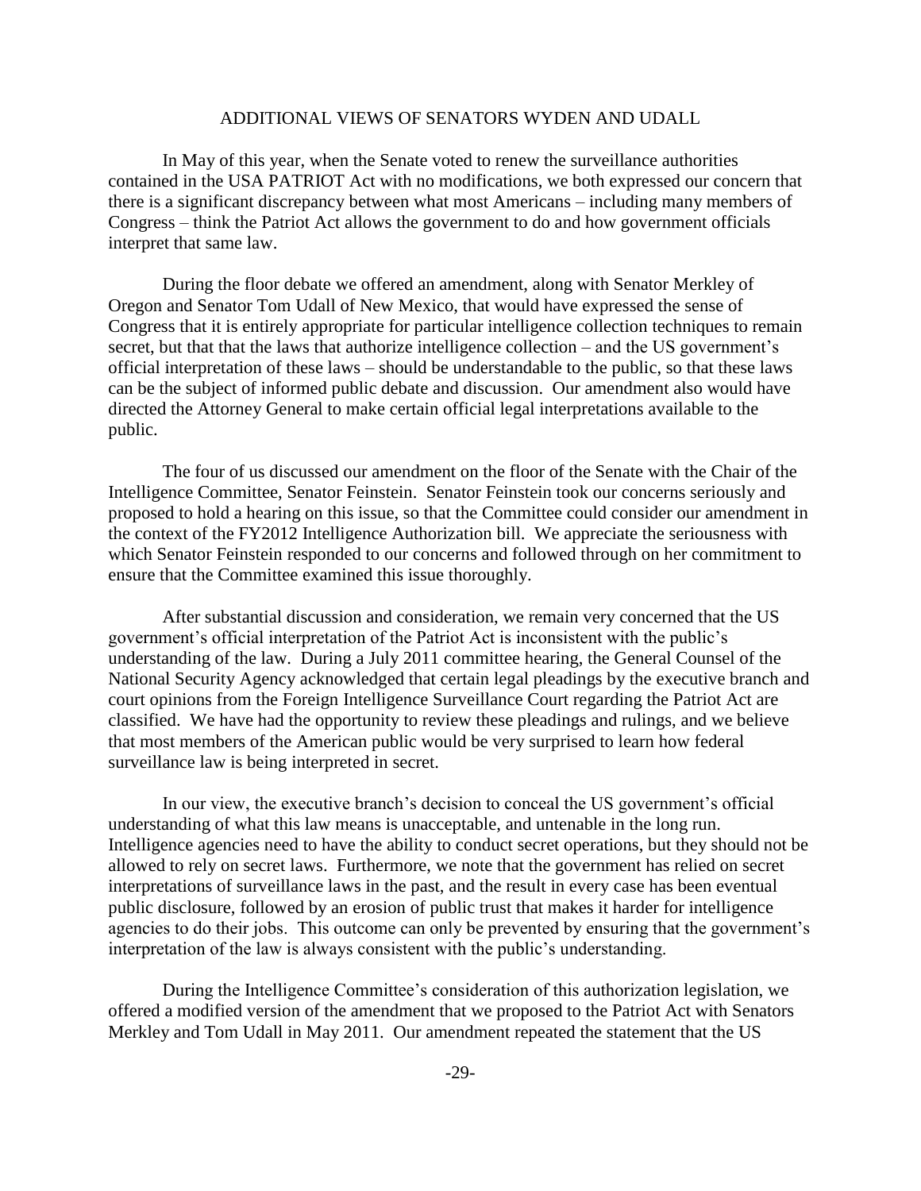## ADDITIONAL VIEWS OF SENATORS WYDEN AND UDALL

In May of this year, when the Senate voted to renew the surveillance authorities contained in the USA PATRIOT Act with no modifications, we both expressed our concern that there is a significant discrepancy between what most Americans – including many members of Congress – think the Patriot Act allows the government to do and how government officials interpret that same law.

During the floor debate we offered an amendment, along with Senator Merkley of Oregon and Senator Tom Udall of New Mexico, that would have expressed the sense of Congress that it is entirely appropriate for particular intelligence collection techniques to remain secret, but that that the laws that authorize intelligence collection – and the US government's official interpretation of these laws – should be understandable to the public, so that these laws can be the subject of informed public debate and discussion. Our amendment also would have directed the Attorney General to make certain official legal interpretations available to the public.

The four of us discussed our amendment on the floor of the Senate with the Chair of the Intelligence Committee, Senator Feinstein. Senator Feinstein took our concerns seriously and proposed to hold a hearing on this issue, so that the Committee could consider our amendment in the context of the FY2012 Intelligence Authorization bill. We appreciate the seriousness with which Senator Feinstein responded to our concerns and followed through on her commitment to ensure that the Committee examined this issue thoroughly.

After substantial discussion and consideration, we remain very concerned that the US government's official interpretation of the Patriot Act is inconsistent with the public's understanding of the law. During a July 2011 committee hearing, the General Counsel of the National Security Agency acknowledged that certain legal pleadings by the executive branch and court opinions from the Foreign Intelligence Surveillance Court regarding the Patriot Act are classified. We have had the opportunity to review these pleadings and rulings, and we believe that most members of the American public would be very surprised to learn how federal surveillance law is being interpreted in secret.

In our view, the executive branch's decision to conceal the US government's official understanding of what this law means is unacceptable, and untenable in the long run. Intelligence agencies need to have the ability to conduct secret operations, but they should not be allowed to rely on secret laws. Furthermore, we note that the government has relied on secret interpretations of surveillance laws in the past, and the result in every case has been eventual public disclosure, followed by an erosion of public trust that makes it harder for intelligence agencies to do their jobs. This outcome can only be prevented by ensuring that the government's interpretation of the law is always consistent with the public's understanding.

During the Intelligence Committee's consideration of this authorization legislation, we offered a modified version of the amendment that we proposed to the Patriot Act with Senators Merkley and Tom Udall in May 2011. Our amendment repeated the statement that the US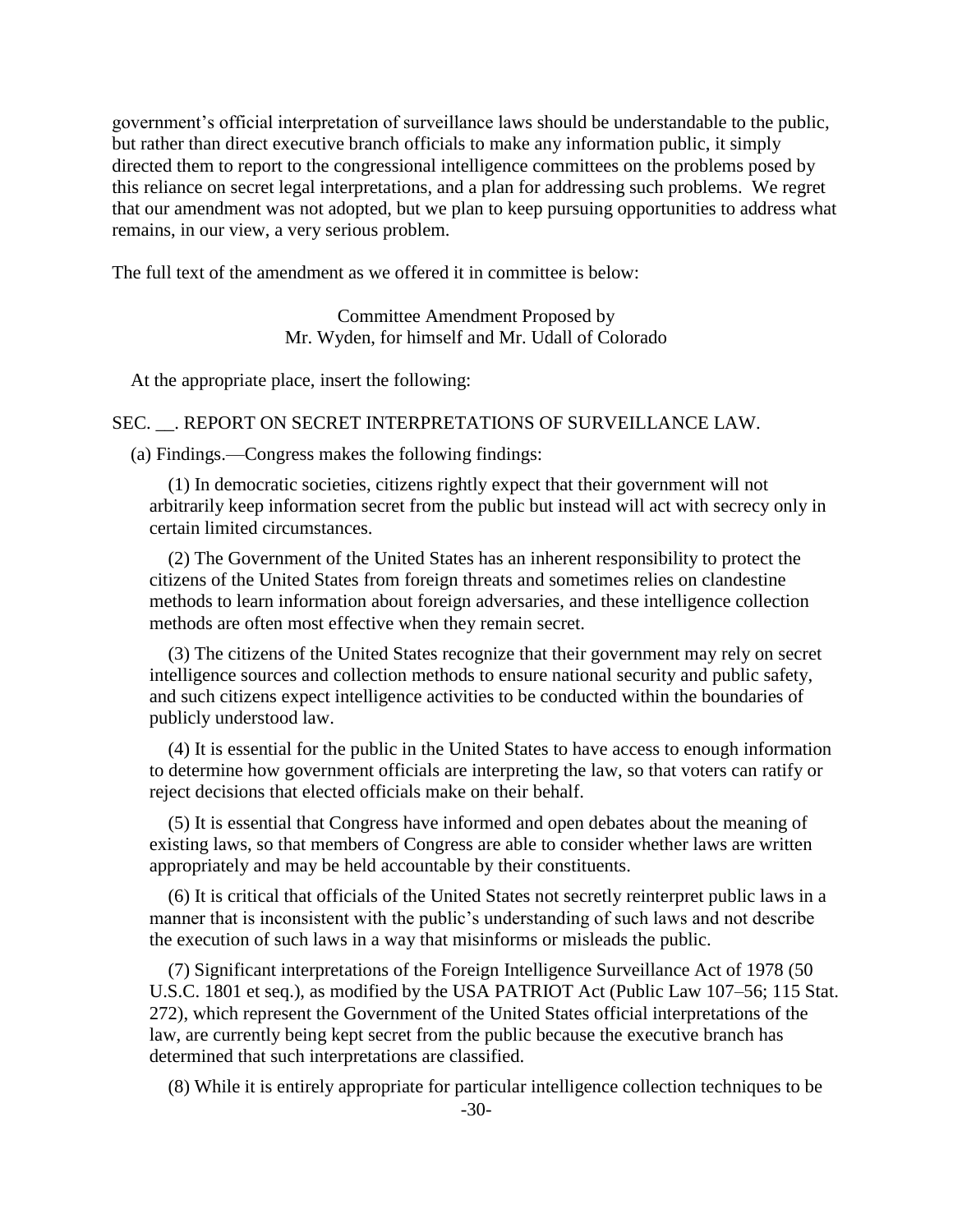government's official interpretation of surveillance laws should be understandable to the public, but rather than direct executive branch officials to make any information public, it simply directed them to report to the congressional intelligence committees on the problems posed by this reliance on secret legal interpretations, and a plan for addressing such problems. We regret that our amendment was not adopted, but we plan to keep pursuing opportunities to address what remains, in our view, a very serious problem.

The full text of the amendment as we offered it in committee is below:

Committee Amendment Proposed by
Mr. Wyden, for himself and Mr. Udall of Colorado

At the appropriate place, insert the following:

SEC. __. REPORT ON SECRET INTERPRETATIONS OF SURVEILLANCE LAW.

(a) Findings.—Congress makes the following findings:

(1) In democratic societies, citizens rightly expect that their government will not arbitrarily keep information secret from the public but instead will act with secrecy only in certain limited circumstances.

(2) The Government of the United States has an inherent responsibility to protect the citizens of the United States from foreign threats and sometimes relies on clandestine methods to learn information about foreign adversaries, and these intelligence collection methods are often most effective when they remain secret.

(3) The citizens of the United States recognize that their government may rely on secret intelligence sources and collection methods to ensure national security and public safety, and such citizens expect intelligence activities to be conducted within the boundaries of publicly understood law.

(4) It is essential for the public in the United States to have access to enough information to determine how government officials are interpreting the law, so that voters can ratify or reject decisions that elected officials make on their behalf.

(5) It is essential that Congress have informed and open debates about the meaning of existing laws, so that members of Congress are able to consider whether laws are written appropriately and may be held accountable by their constituents.

(6) It is critical that officials of the United States not secretly reinterpret public laws in a manner that is inconsistent with the public's understanding of such laws and not describe the execution of such laws in a way that misinforms or misleads the public.

(7) Significant interpretations of the Foreign Intelligence Surveillance Act of 1978 (50 U.S.C. 1801 et seq.), as modified by the USA PATRIOT Act (Public Law 107–56; 115 Stat. 272), which represent the Government of the United States official interpretations of the law, are currently being kept secret from the public because the executive branch has determined that such interpretations are classified.

(8) While it is entirely appropriate for particular intelligence collection techniques to be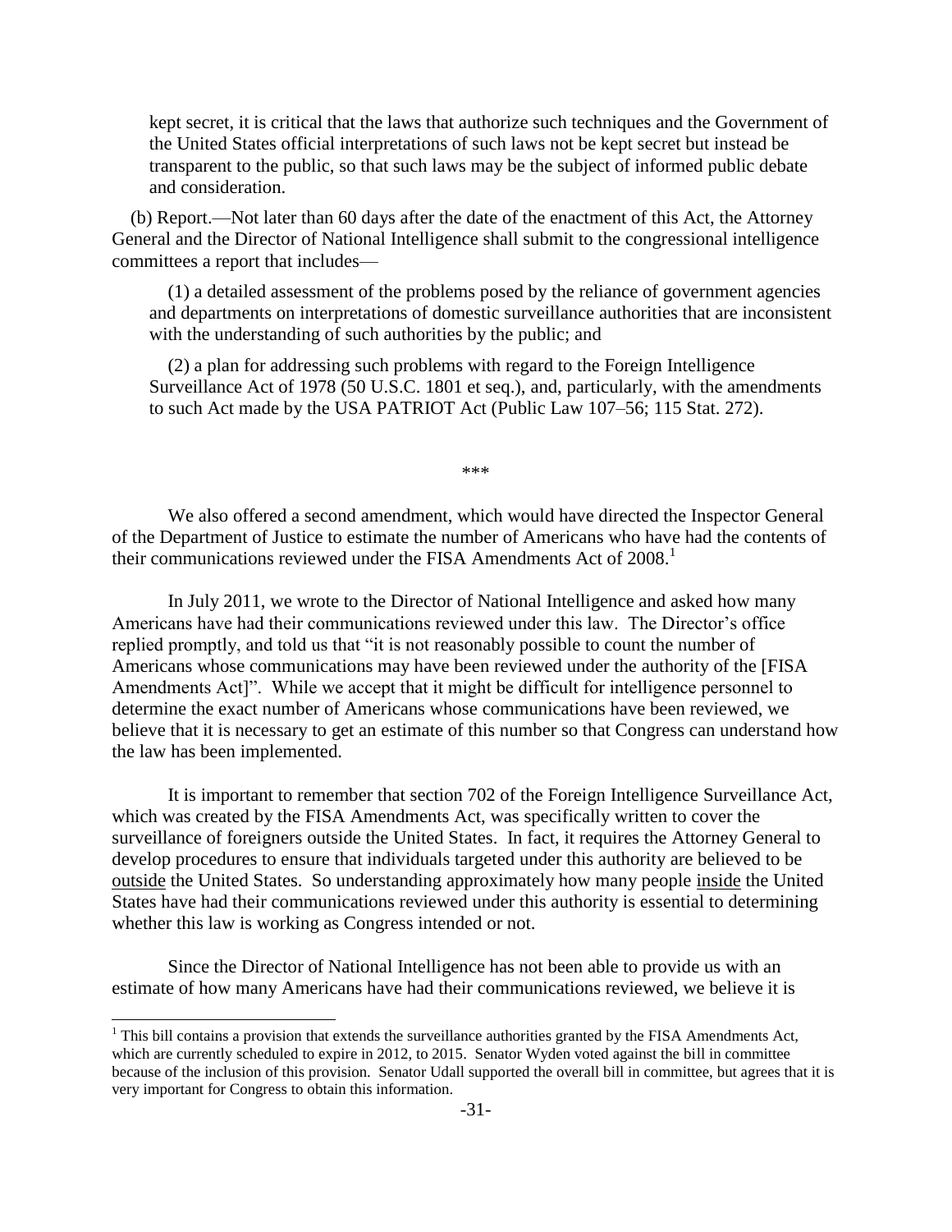kept secret, it is critical that the laws that authorize such techniques and the Government of the United States official interpretations of such laws not be kept secret but instead be transparent to the public, so that such laws may be the subject of informed public debate and consideration.

(b) Report.—Not later than 60 days after the date of the enactment of this Act, the Attorney General and the Director of National Intelligence shall submit to the congressional intelligence committees a report that includes—

(1) a detailed assessment of the problems posed by the reliance of government agencies and departments on interpretations of domestic surveillance authorities that are inconsistent with the understanding of such authorities by the public; and

(2) a plan for addressing such problems with regard to the Foreign Intelligence Surveillance Act of 1978 (50 U.S.C. 1801 et seq.), and, particularly, with the amendments to such Act made by the USA PATRIOT Act (Public Law 107–56; 115 Stat. 272).

***

We also offered a second amendment, which would have directed the Inspector General of the Department of Justice to estimate the number of Americans who have had the contents of their communications reviewed under the FISA Amendments Act of 2008.[1]

In July 2011, we wrote to the Director of National Intelligence and asked how many Americans have had their communications reviewed under this law. The Director's office replied promptly, and told us that "it is not reasonably possible to count the number of Americans whose communications may have been reviewed under the authority of the [FISA Amendments Act]". While we accept that it might be difficult for intelligence personnel to determine the exact number of Americans whose communications have been reviewed, we believe that it is necessary to get an estimate of this number so that Congress can understand how the law has been implemented.

It is important to remember that section 702 of the Foreign Intelligence Surveillance Act, which was created by the FISA Amendments Act, was specifically written to cover the surveillance of foreigners outside the United States. In fact, it requires the Attorney General to develop procedures to ensure that individuals targeted under this authority are believed to be outside the United States. So understanding approximately how many people inside the United States have had their communications reviewed under this authority is essential to determining whether this law is working as Congress intended or not.

Since the Director of National Intelligence has not been able to provide us with an estimate of how many Americans have had their communications reviewed, we believe it is

[1] This bill contains a provision that extends the surveillance authorities granted by the FISA Amendments Act, which are currently scheduled to expire in 2012, to 2015. Senator Wyden voted against the bill in committee because of the inclusion of this provision. Senator Udall supported the overall bill in committee, but agrees that it is very important for Congress to obtain this information.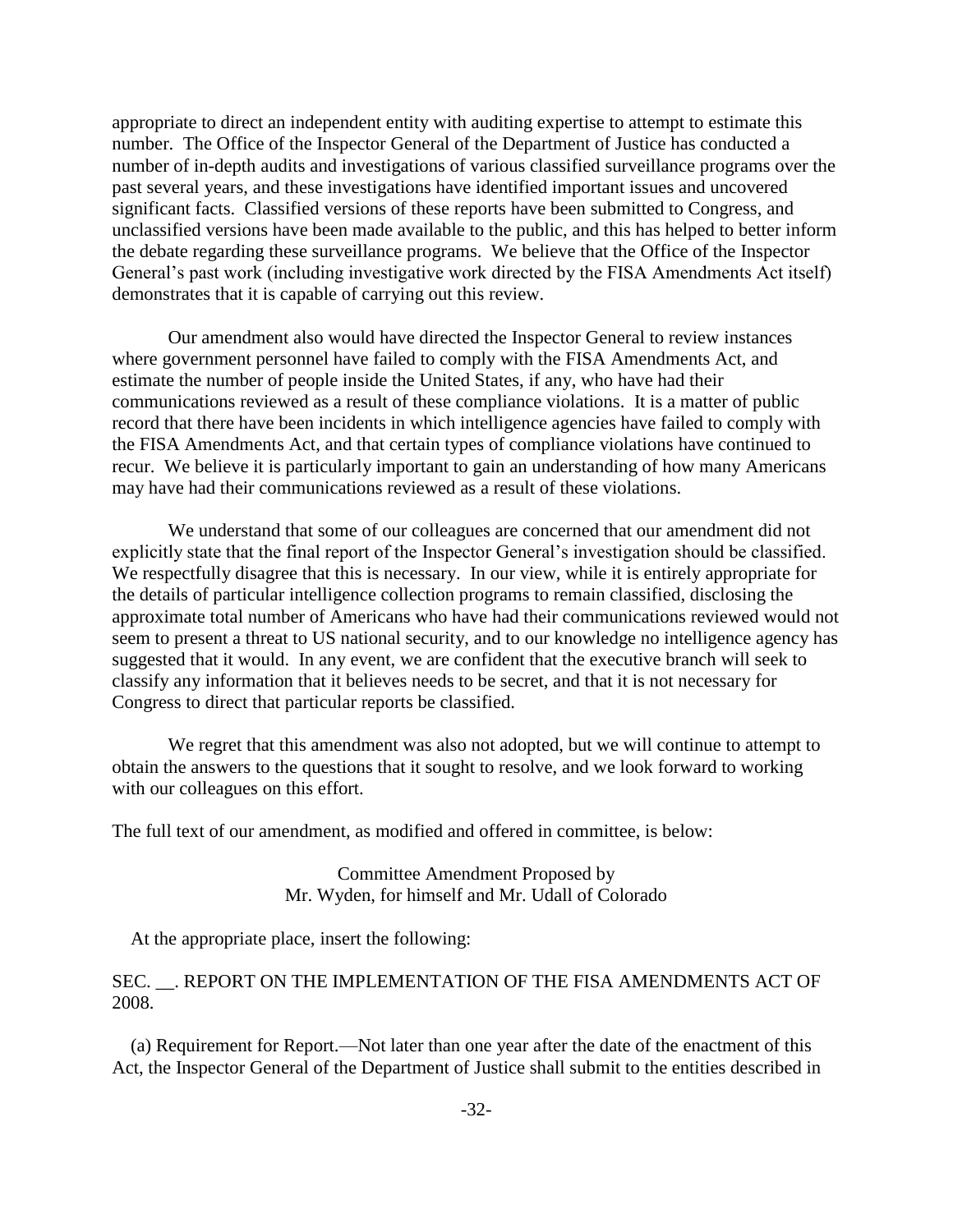appropriate to direct an independent entity with auditing expertise to attempt to estimate this number. The Office of the Inspector General of the Department of Justice has conducted a number of in-depth audits and investigations of various classified surveillance programs over the past several years, and these investigations have identified important issues and uncovered significant facts. Classified versions of these reports have been submitted to Congress, and unclassified versions have been made available to the public, and this has helped to better inform the debate regarding these surveillance programs. We believe that the Office of the Inspector General's past work (including investigative work directed by the FISA Amendments Act itself) demonstrates that it is capable of carrying out this review.

Our amendment also would have directed the Inspector General to review instances where government personnel have failed to comply with the FISA Amendments Act, and estimate the number of people inside the United States, if any, who have had their communications reviewed as a result of these compliance violations. It is a matter of public record that there have been incidents in which intelligence agencies have failed to comply with the FISA Amendments Act, and that certain types of compliance violations have continued to recur. We believe it is particularly important to gain an understanding of how many Americans may have had their communications reviewed as a result of these violations.

We understand that some of our colleagues are concerned that our amendment did not explicitly state that the final report of the Inspector General's investigation should be classified. We respectfully disagree that this is necessary. In our view, while it is entirely appropriate for the details of particular intelligence collection programs to remain classified, disclosing the approximate total number of Americans who have had their communications reviewed would not seem to present a threat to US national security, and to our knowledge no intelligence agency has suggested that it would. In any event, we are confident that the executive branch will seek to classify any information that it believes needs to be secret, and that it is not necessary for Congress to direct that particular reports be classified.

We regret that this amendment was also not adopted, but we will continue to attempt to obtain the answers to the questions that it sought to resolve, and we look forward to working with our colleagues on this effort.

The full text of our amendment, as modified and offered in committee, is below:

Committee Amendment Proposed by
Mr. Wyden, for himself and Mr. Udall of Colorado

At the appropriate place, insert the following:

SEC. __. REPORT ON THE IMPLEMENTATION OF THE FISA AMENDMENTS ACT OF 2008.

(a) Requirement for Report.—Not later than one year after the date of the enactment of this Act, the Inspector General of the Department of Justice shall submit to the entities described in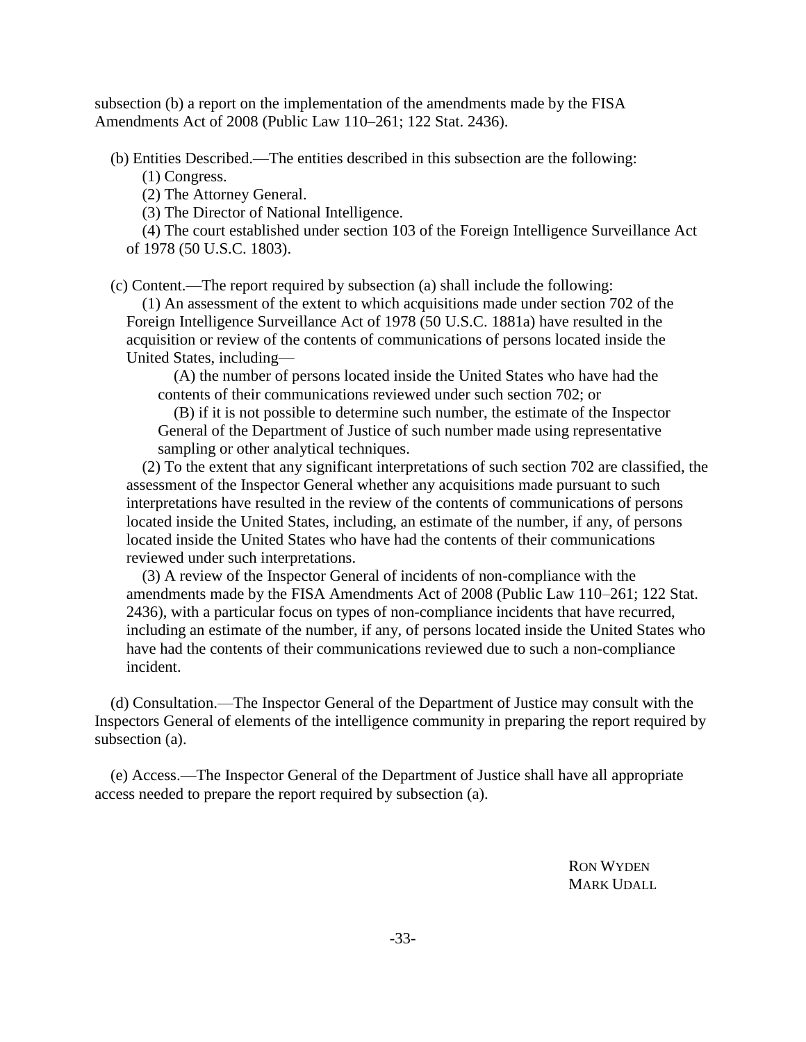subsection (b) a report on the implementation of the amendments made by the FISA Amendments Act of 2008 (Public Law 110–261; 122 Stat. 2436).

(b) Entities Described.—The entities described in this subsection are the following:

(1) Congress.

(2) The Attorney General.

(3) The Director of National Intelligence.

(4) The court established under section 103 of the Foreign Intelligence Surveillance Act of 1978 (50 U.S.C. 1803).

(c) Content.—The report required by subsection (a) shall include the following:

(1) An assessment of the extent to which acquisitions made under section 702 of the Foreign Intelligence Surveillance Act of 1978 (50 U.S.C. 1881a) have resulted in the acquisition or review of the contents of communications of persons located inside the United States, including—

(A) the number of persons located inside the United States who have had the contents of their communications reviewed under such section 702; or

(B) if it is not possible to determine such number, the estimate of the Inspector General of the Department of Justice of such number made using representative sampling or other analytical techniques.

(2) To the extent that any significant interpretations of such section 702 are classified, the assessment of the Inspector General whether any acquisitions made pursuant to such interpretations have resulted in the review of the contents of communications of persons located inside the United States, including, an estimate of the number, if any, of persons located inside the United States who have had the contents of their communications reviewed under such interpretations.

(3) A review of the Inspector General of incidents of non-compliance with the amendments made by the FISA Amendments Act of 2008 (Public Law 110–261; 122 Stat. 2436), with a particular focus on types of non-compliance incidents that have recurred, including an estimate of the number, if any, of persons located inside the United States who have had the contents of their communications reviewed due to such a non-compliance incident.

(d) Consultation.—The Inspector General of the Department of Justice may consult with the Inspectors General of elements of the intelligence community in preparing the report required by subsection (a).

(e) Access.—The Inspector General of the Department of Justice shall have all appropriate access needed to prepare the report required by subsection (a).

RON WYDEN
MARK UDALL